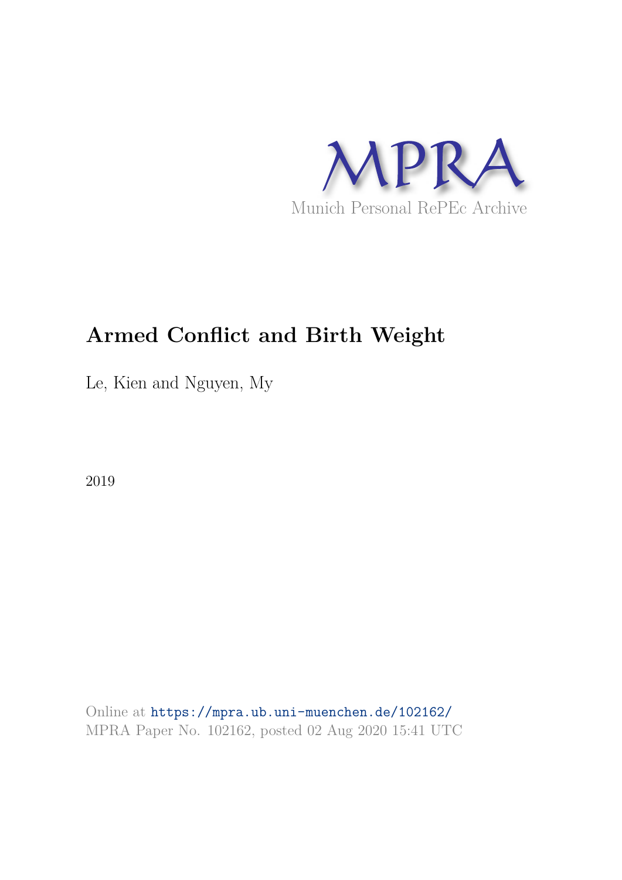MPRA

Munich Personal RePEc Archive

# Armed Conflict and Birth Weight

Le, Kien and Nguyen, My

2019

Online at https://mpra.ub.uni-muenchen.de/102162/
MPRA Paper No. 102162, posted 02 Aug 2020 15:41 UTC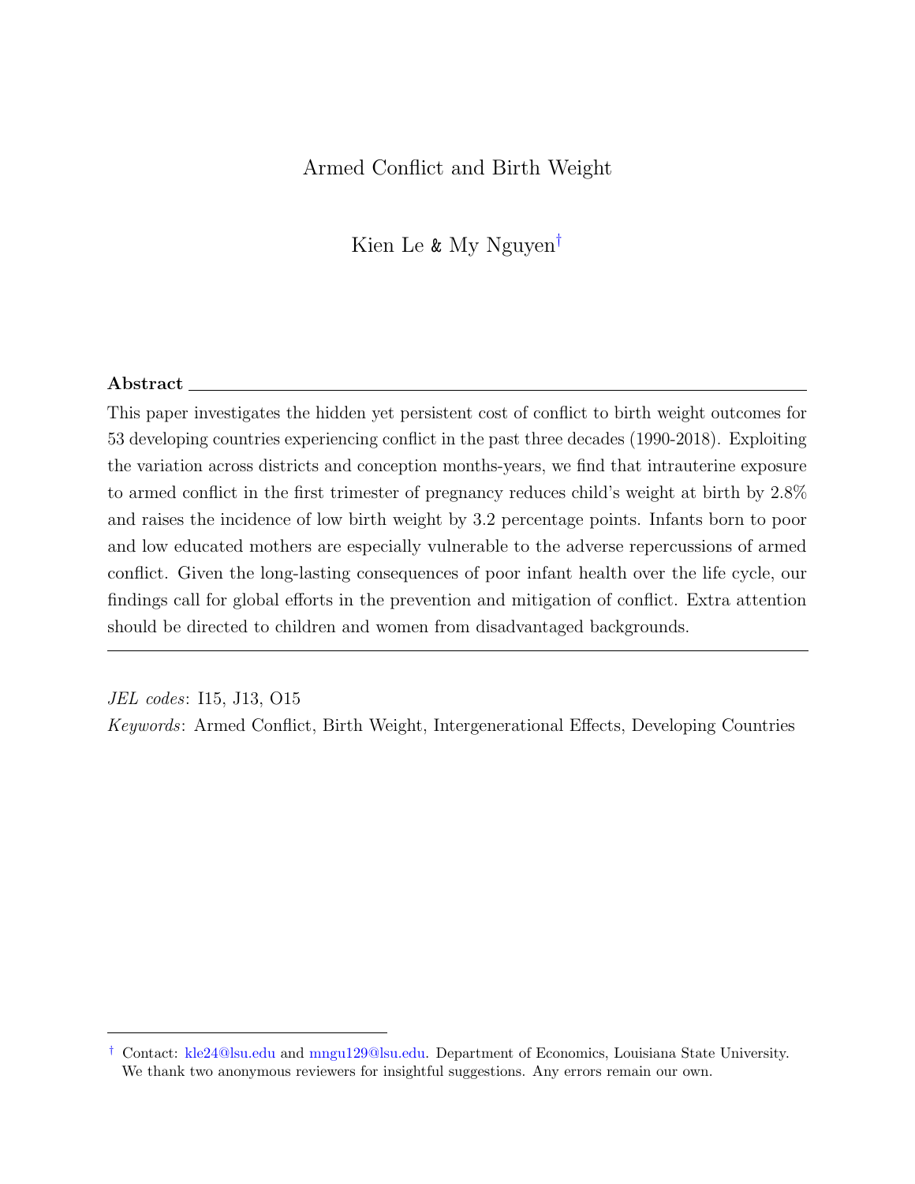# Armed Conflict and Birth Weight

Kien Le & My Nguyen[†]

**Abstract**

This paper investigates the hidden yet persistent cost of conflict to birth weight outcomes for 53 developing countries experiencing conflict in the past three decades (1990-2018). Exploiting the variation across districts and conception months-years, we find that intrauterine exposure to armed conflict in the first trimester of pregnancy reduces child's weight at birth by 2.8% and raises the incidence of low birth weight by 3.2 percentage points. Infants born to poor and low educated mothers are especially vulnerable to the adverse repercussions of armed conflict. Given the long-lasting consequences of poor infant health over the life cycle, our findings call for global efforts in the prevention and mitigation of conflict. Extra attention should be directed to children and women from disadvantaged backgrounds.

*JEL codes*: I15, J13, O15

*Keywords*: Armed Conflict, Birth Weight, Intergenerational Effects, Developing Countries

[†] Contact: kle24@lsu.edu and mngu129@lsu.edu. Department of Economics, Louisiana State University. We thank two anonymous reviewers for insightful suggestions. Any errors remain our own.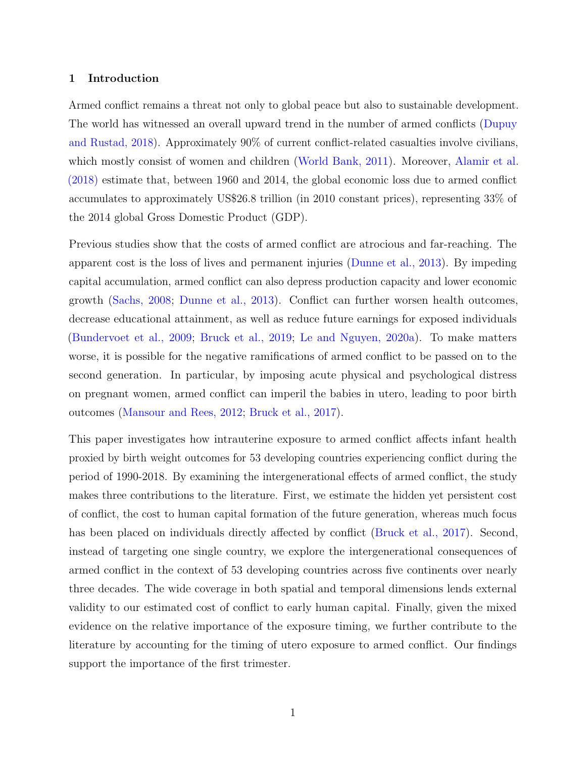## 1 Introduction

Armed conflict remains a threat not only to global peace but also to sustainable development. The world has witnessed an overall upward trend in the number of armed conflicts (Dupuy and Rustad, 2018). Approximately 90% of current conflict-related casualties involve civilians, which mostly consist of women and children (World Bank, 2011). Moreover, Alamir et al. (2018) estimate that, between 1960 and 2014, the global economic loss due to armed conflict accumulates to approximately US$26.8 trillion (in 2010 constant prices), representing 33% of the 2014 global Gross Domestic Product (GDP).

Previous studies show that the costs of armed conflict are atrocious and far-reaching. The apparent cost is the loss of lives and permanent injuries (Dunne et al., 2013). By impeding capital accumulation, armed conflict can also depress production capacity and lower economic growth (Sachs, 2008; Dunne et al., 2013). Conflict can further worsen health outcomes, decrease educational attainment, as well as reduce future earnings for exposed individuals (Bundervoet et al., 2009; Bruck et al., 2019; Le and Nguyen, 2020a). To make matters worse, it is possible for the negative ramifications of armed conflict to be passed on to the second generation. In particular, by imposing acute physical and psychological distress on pregnant women, armed conflict can imperil the babies in utero, leading to poor birth outcomes (Mansour and Rees, 2012; Bruck et al., 2017).

This paper investigates how intrauterine exposure to armed conflict affects infant health proxied by birth weight outcomes for 53 developing countries experiencing conflict during the period of 1990-2018. By examining the intergenerational effects of armed conflict, the study makes three contributions to the literature. First, we estimate the hidden yet persistent cost of conflict, the cost to human capital formation of the future generation, whereas much focus has been placed on individuals directly affected by conflict (Bruck et al., 2017). Second, instead of targeting one single country, we explore the intergenerational consequences of armed conflict in the context of 53 developing countries across five continents over nearly three decades. The wide coverage in both spatial and temporal dimensions lends external validity to our estimated cost of conflict to early human capital. Finally, given the mixed evidence on the relative importance of the exposure timing, we further contribute to the literature by accounting for the timing of utero exposure to armed conflict. Our findings support the importance of the first trimester.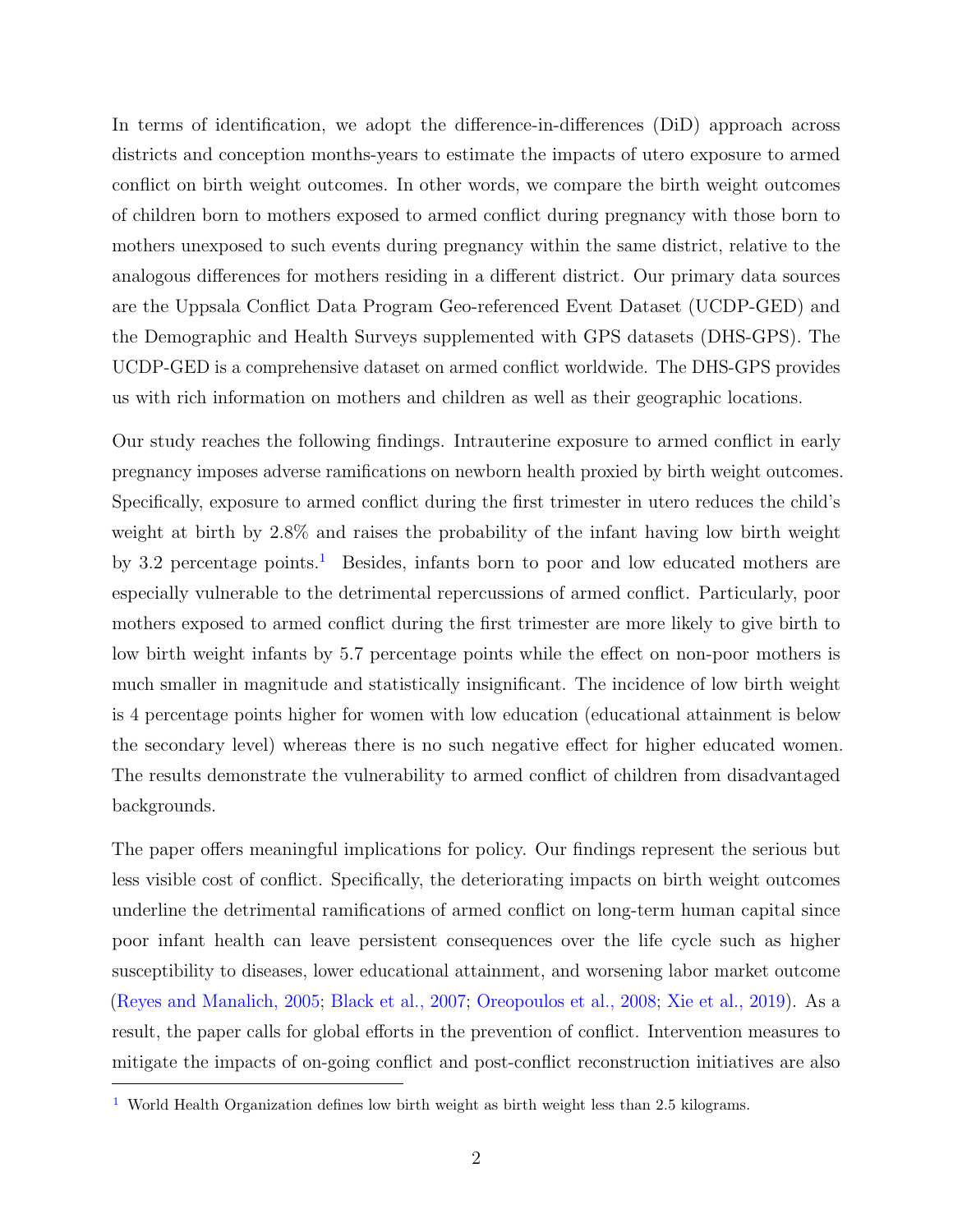In terms of identification, we adopt the difference-in-differences (DiD) approach across districts and conception months-years to estimate the impacts of utero exposure to armed conflict on birth weight outcomes. In other words, we compare the birth weight outcomes of children born to mothers exposed to armed conflict during pregnancy with those born to mothers unexposed to such events during pregnancy within the same district, relative to the analogous differences for mothers residing in a different district. Our primary data sources are the Uppsala Conflict Data Program Geo-referenced Event Dataset (UCDP-GED) and the Demographic and Health Surveys supplemented with GPS datasets (DHS-GPS). The UCDP-GED is a comprehensive dataset on armed conflict worldwide. The DHS-GPS provides us with rich information on mothers and children as well as their geographic locations.

Our study reaches the following findings. Intrauterine exposure to armed conflict in early pregnancy imposes adverse ramifications on newborn health proxied by birth weight outcomes. Specifically, exposure to armed conflict during the first trimester in utero reduces the child's weight at birth by 2.8% and raises the probability of the infant having low birth weight by 3.2 percentage points.[1] Besides, infants born to poor and low educated mothers are especially vulnerable to the detrimental repercussions of armed conflict. Particularly, poor mothers exposed to armed conflict during the first trimester are more likely to give birth to low birth weight infants by 5.7 percentage points while the effect on non-poor mothers is much smaller in magnitude and statistically insignificant. The incidence of low birth weight is 4 percentage points higher for women with low education (educational attainment is below the secondary level) whereas there is no such negative effect for higher educated women. The results demonstrate the vulnerability to armed conflict of children from disadvantaged backgrounds.

The paper offers meaningful implications for policy. Our findings represent the serious but less visible cost of conflict. Specifically, the deteriorating impacts on birth weight outcomes underline the detrimental ramifications of armed conflict on long-term human capital since poor infant health can leave persistent consequences over the life cycle such as higher susceptibility to diseases, lower educational attainment, and worsening labor market outcome (Reyes and Manalich, 2005; Black et al., 2007; Oreopoulos et al., 2008; Xie et al., 2019). As a result, the paper calls for global efforts in the prevention of conflict. Intervention measures to mitigate the impacts of on-going conflict and post-conflict reconstruction initiatives are also

[1] World Health Organization defines low birth weight as birth weight less than 2.5 kilograms.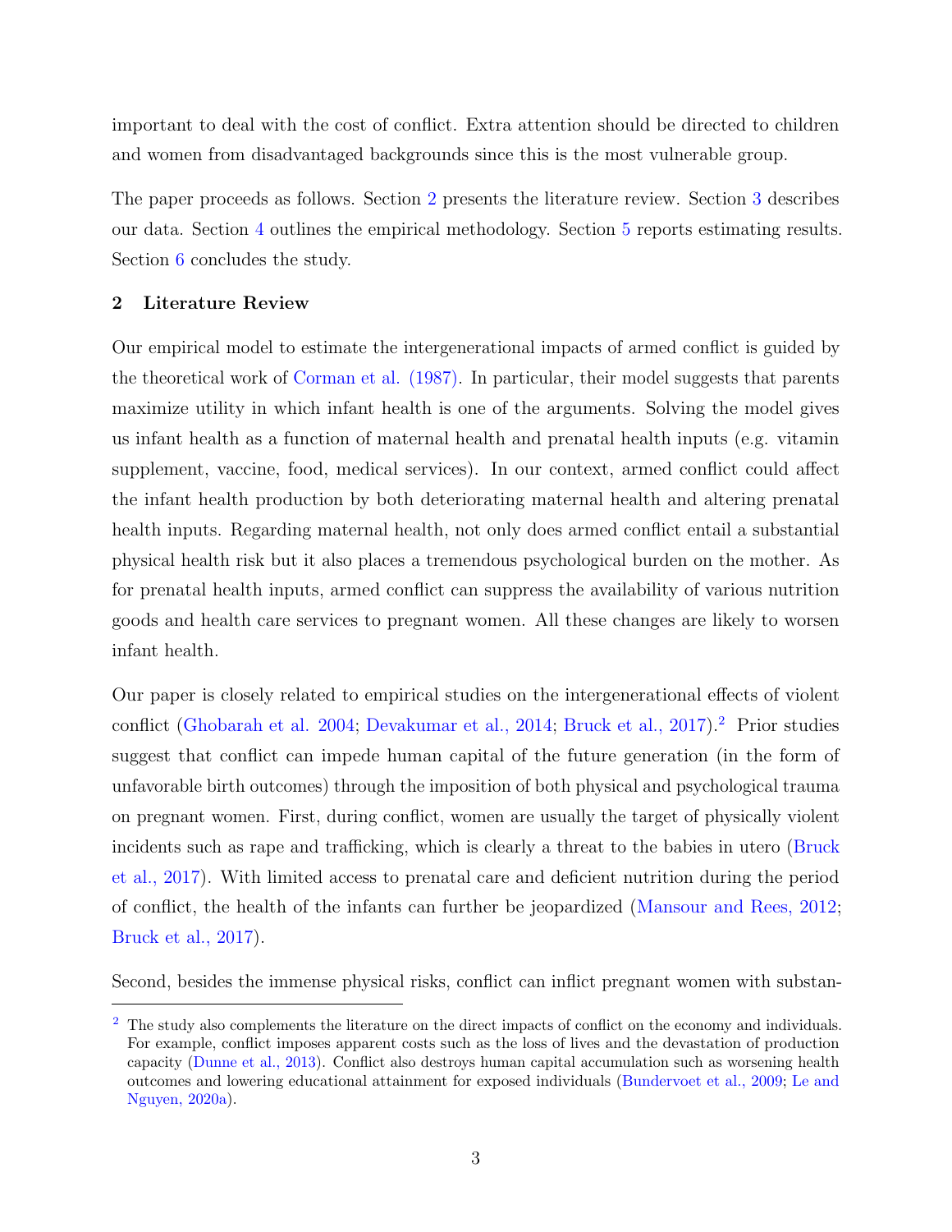important to deal with the cost of conflict. Extra attention should be directed to children and women from disadvantaged backgrounds since this is the most vulnerable group.

The paper proceeds as follows. Section 2 presents the literature review. Section 3 describes our data. Section 4 outlines the empirical methodology. Section 5 reports estimating results. Section 6 concludes the study.

## 2 Literature Review

Our empirical model to estimate the intergenerational impacts of armed conflict is guided by the theoretical work of Corman et al. (1987). In particular, their model suggests that parents maximize utility in which infant health is one of the arguments. Solving the model gives us infant health as a function of maternal health and prenatal health inputs (e.g. vitamin supplement, vaccine, food, medical services). In our context, armed conflict could affect the infant health production by both deteriorating maternal health and altering prenatal health inputs. Regarding maternal health, not only does armed conflict entail a substantial physical health risk but it also places a tremendous psychological burden on the mother. As for prenatal health inputs, armed conflict can suppress the availability of various nutrition goods and health care services to pregnant women. All these changes are likely to worsen infant health.

Our paper is closely related to empirical studies on the intergenerational effects of violent conflict (Ghobarah et al. 2004; Devakumar et al., 2014; Bruck et al., 2017).[2] Prior studies suggest that conflict can impede human capital of the future generation (in the form of unfavorable birth outcomes) through the imposition of both physical and psychological trauma on pregnant women. First, during conflict, women are usually the target of physically violent incidents such as rape and trafficking, which is clearly a threat to the babies in utero (Bruck et al., 2017). With limited access to prenatal care and deficient nutrition during the period of conflict, the health of the infants can further be jeopardized (Mansour and Rees, 2012; Bruck et al., 2017).

Second, besides the immense physical risks, conflict can inflict pregnant women with substan-

[2] The study also complements the literature on the direct impacts of conflict on the economy and individuals. For example, conflict imposes apparent costs such as the loss of lives and the devastation of production capacity (Dunne et al., 2013). Conflict also destroys human capital accumulation such as worsening health outcomes and lowering educational attainment for exposed individuals (Bundervoet et al., 2009; Le and Nguyen, 2020a).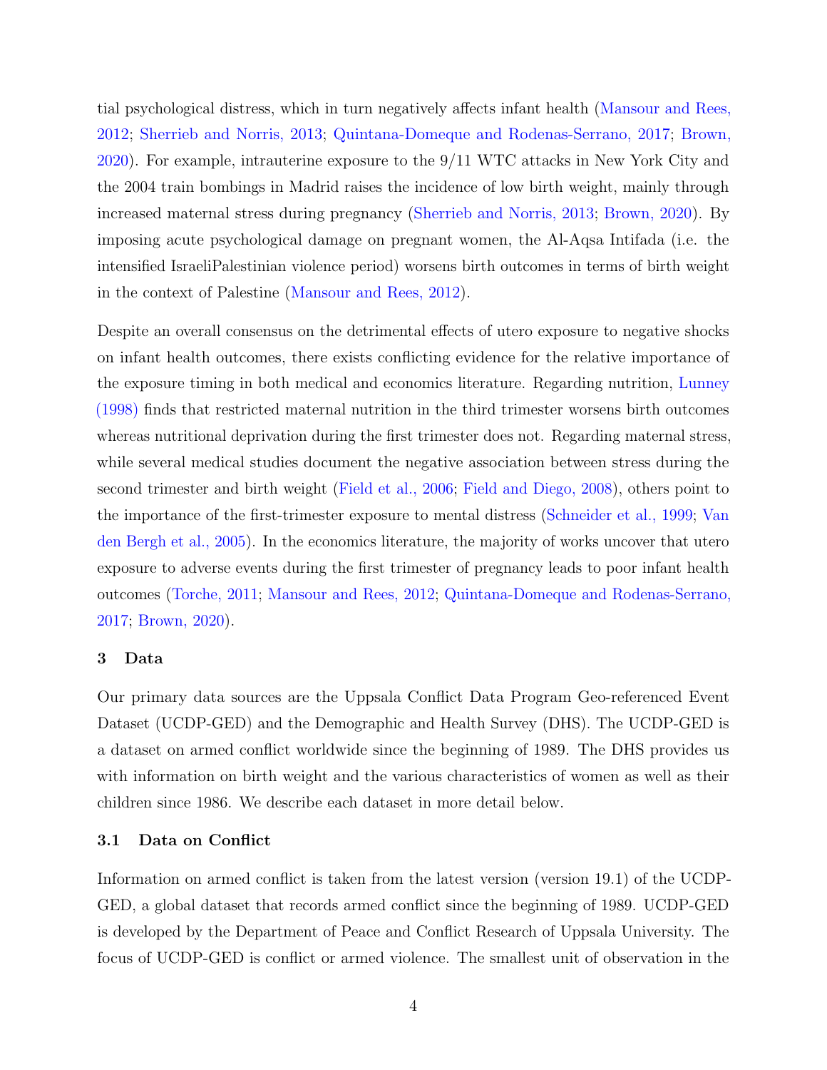tial psychological distress, which in turn negatively affects infant health (Mansour and Rees, 2012; Sherrieb and Norris, 2013; Quintana-Domeque and Rodenas-Serrano, 2017; Brown, 2020). For example, intrauterine exposure to the 9/11 WTC attacks in New York City and the 2004 train bombings in Madrid raises the incidence of low birth weight, mainly through increased maternal stress during pregnancy (Sherrieb and Norris, 2013; Brown, 2020). By imposing acute psychological damage on pregnant women, the Al-Aqsa Intifada (i.e. the intensified IsraeliPalestinian violence period) worsens birth outcomes in terms of birth weight in the context of Palestine (Mansour and Rees, 2012).

Despite an overall consensus on the detrimental effects of utero exposure to negative shocks on infant health outcomes, there exists conflicting evidence for the relative importance of the exposure timing in both medical and economics literature. Regarding nutrition, Lunney (1998) finds that restricted maternal nutrition in the third trimester worsens birth outcomes whereas nutritional deprivation during the first trimester does not. Regarding maternal stress, while several medical studies document the negative association between stress during the second trimester and birth weight (Field et al., 2006; Field and Diego, 2008), others point to the importance of the first-trimester exposure to mental distress (Schneider et al., 1999; Van den Bergh et al., 2005). In the economics literature, the majority of works uncover that utero exposure to adverse events during the first trimester of pregnancy leads to poor infant health outcomes (Torche, 2011; Mansour and Rees, 2012; Quintana-Domeque and Rodenas-Serrano, 2017; Brown, 2020).

## 3 Data

Our primary data sources are the Uppsala Conflict Data Program Geo-referenced Event Dataset (UCDP-GED) and the Demographic and Health Survey (DHS). The UCDP-GED is a dataset on armed conflict worldwide since the beginning of 1989. The DHS provides us with information on birth weight and the various characteristics of women as well as their children since 1986. We describe each dataset in more detail below.

### 3.1 Data on Conflict

Information on armed conflict is taken from the latest version (version 19.1) of the UCDP-GED, a global dataset that records armed conflict since the beginning of 1989. UCDP-GED is developed by the Department of Peace and Conflict Research of Uppsala University. The focus of UCDP-GED is conflict or armed violence. The smallest unit of observation in the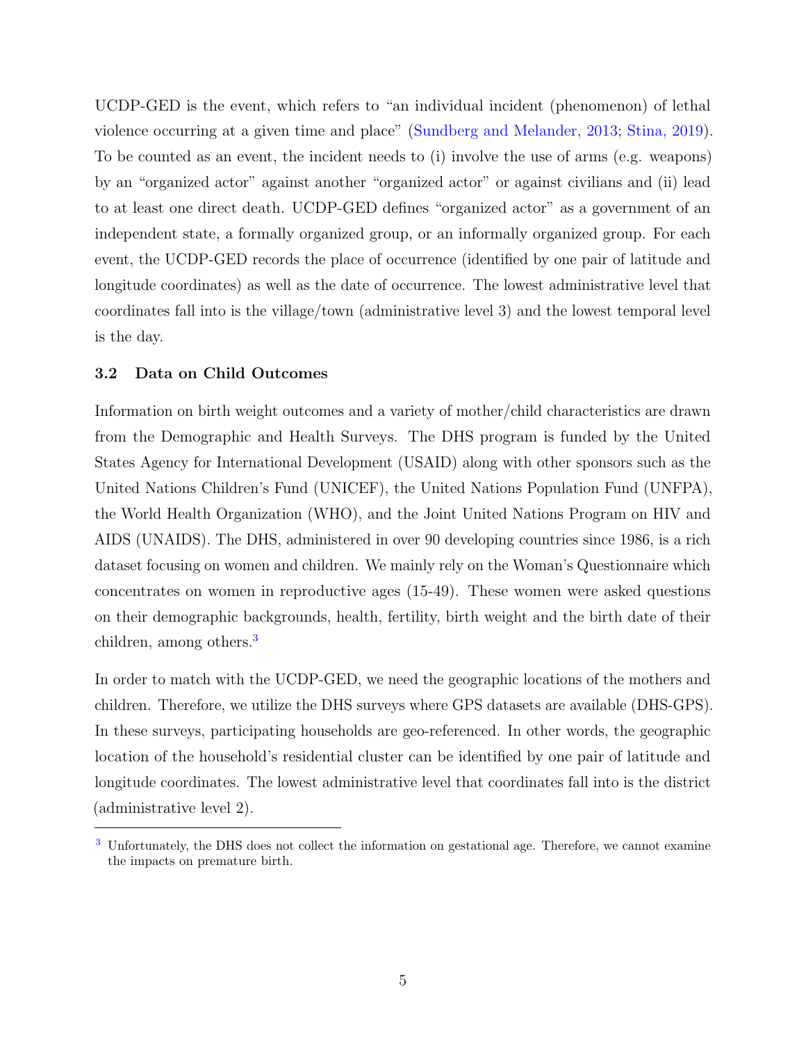UCDP-GED is the event, which refers to "an individual incident (phenomenon) of lethal violence occurring at a given time and place" (Sundberg and Melander, 2013; Stina, 2019). To be counted as an event, the incident needs to (i) involve the use of arms (e.g. weapons) by an "organized actor" against another "organized actor" or against civilians and (ii) lead to at least one direct death. UCDP-GED defines "organized actor" as a government of an independent state, a formally organized group, or an informally organized group. For each event, the UCDP-GED records the place of occurrence (identified by one pair of latitude and longitude coordinates) as well as the date of occurrence. The lowest administrative level that coordinates fall into is the village/town (administrative level 3) and the lowest temporal level is the day.

### 3.2 Data on Child Outcomes

Information on birth weight outcomes and a variety of mother/child characteristics are drawn from the Demographic and Health Surveys. The DHS program is funded by the United States Agency for International Development (USAID) along with other sponsors such as the United Nations Children's Fund (UNICEF), the United Nations Population Fund (UNFPA), the World Health Organization (WHO), and the Joint United Nations Program on HIV and AIDS (UNAIDS). The DHS, administered in over 90 developing countries since 1986, is a rich dataset focusing on women and children. We mainly rely on the Woman's Questionnaire which concentrates on women in reproductive ages (15-49). These women were asked questions on their demographic backgrounds, health, fertility, birth weight and the birth date of their children, among others.[3]

In order to match with the UCDP-GED, we need the geographic locations of the mothers and children. Therefore, we utilize the DHS surveys where GPS datasets are available (DHS-GPS). In these surveys, participating households are geo-referenced. In other words, the geographic location of the household's residential cluster can be identified by one pair of latitude and longitude coordinates. The lowest administrative level that coordinates fall into is the district (administrative level 2).

[3] Unfortunately, the DHS does not collect the information on gestational age. Therefore, we cannot examine the impacts on premature birth.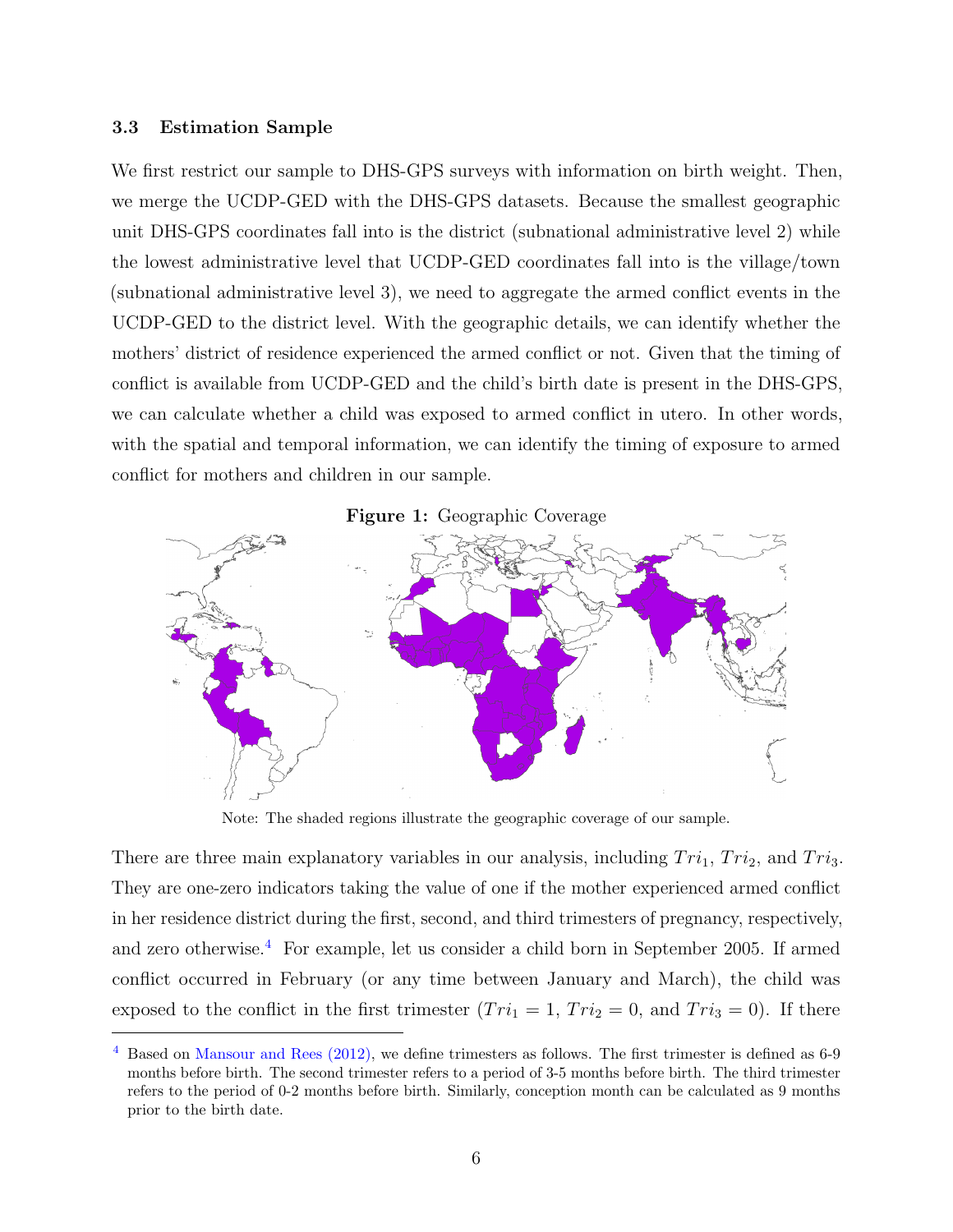### 3.3 Estimation Sample

We first restrict our sample to DHS-GPS surveys with information on birth weight. Then, we merge the UCDP-GED with the DHS-GPS datasets. Because the smallest geographic unit DHS-GPS coordinates fall into is the district (subnational administrative level 2) while the lowest administrative level that UCDP-GED coordinates fall into is the village/town (subnational administrative level 3), we need to aggregate the armed conflict events in the UCDP-GED to the district level. With the geographic details, we can identify whether the mothers' district of residence experienced the armed conflict or not. Given that the timing of conflict is available from UCDP-GED and the child's birth date is present in the DHS-GPS, we can calculate whether a child was exposed to armed conflict in utero. In other words, with the spatial and temporal information, we can identify the timing of exposure to armed conflict for mothers and children in our sample.

**Figure 1:** Geographic Coverage

Note: The shaded regions illustrate the geographic coverage of our sample.

There are three main explanatory variables in our analysis, including $Tri_1$, $Tri_2$, and $Tri_3$. They are one-zero indicators taking the value of one if the mother experienced armed conflict in her residence district during the first, second, and third trimesters of pregnancy, respectively, and zero otherwise.[4] For example, let us consider a child born in September 2005. If armed conflict occurred in February (or any time between January and March), the child was exposed to the conflict in the first trimester ($Tri_1 = 1$, $Tri_2 = 0$, and $Tri_3 = 0$). If there

[4] Based on Mansour and Rees (2012), we define trimesters as follows. The first trimester is defined as 6-9 months before birth. The second trimester refers to a period of 3-5 months before birth. The third trimester refers to the period of 0-2 months before birth. Similarly, conception month can be calculated as 9 months prior to the birth date.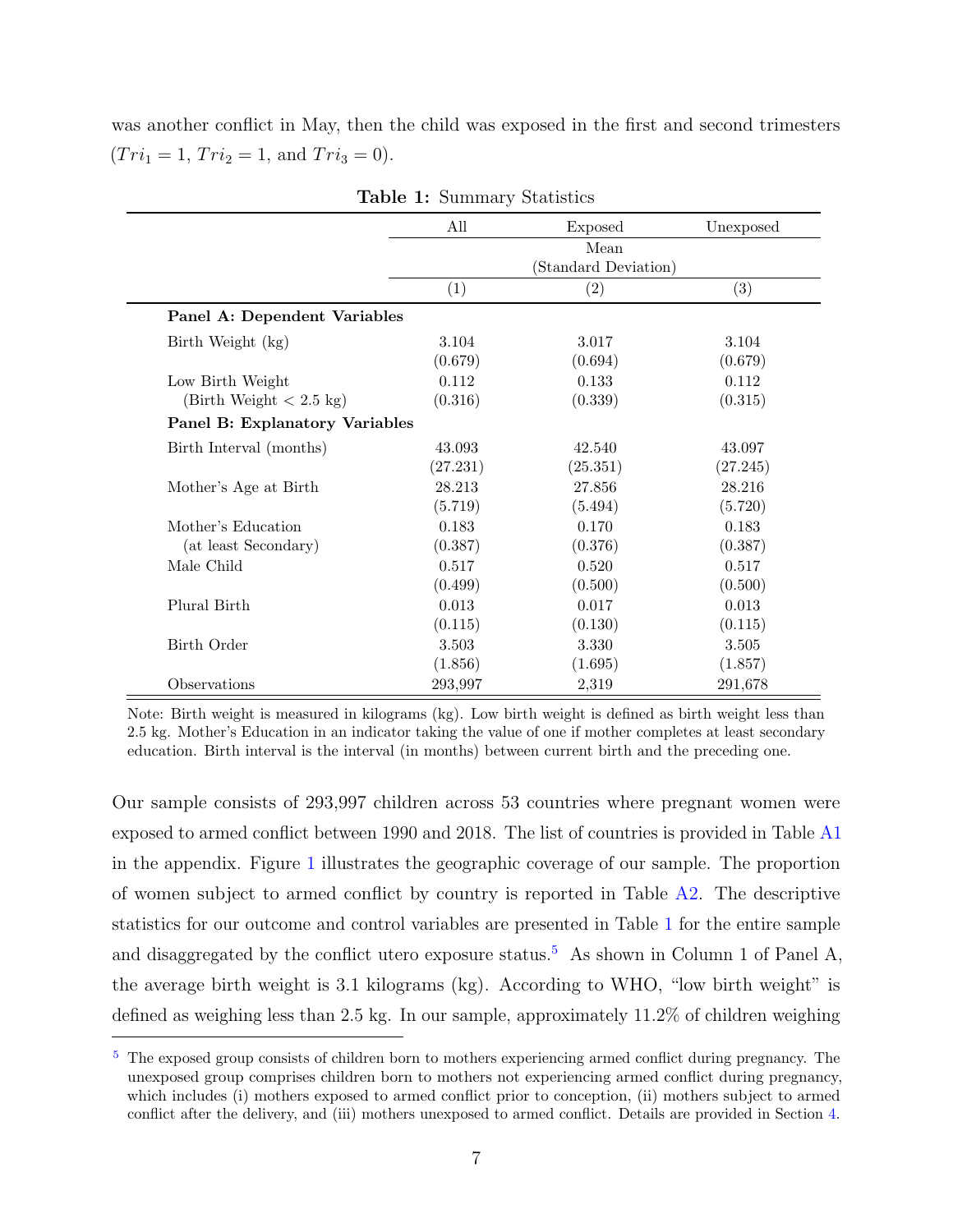was another conflict in May, then the child was exposed in the first and second trimesters ($Tri_1 = 1$, $Tri_2 = 1$, and $Tri_3 = 0$).

**Table 1:** Summary Statistics

| | All | Exposed | Unexposed |
|---|---|---|---|
| | Mean (Standard Deviation) | | |
| | (1) | (2) | (3) |
| **Panel A: Dependent Variables** | | | |
| Birth Weight (kg) | 3.104 | 3.017 | 3.104 |
| | (0.679) | (0.694) | (0.679) |
| Low Birth Weight (Birth Weight < 2.5 kg) | 0.112 | 0.133 | 0.112 |
| | (0.316) | (0.339) | (0.315) |
| **Panel B: Explanatory Variables** | | | |
| Birth Interval (months) | 43.093 | 42.540 | 43.097 |
| | (27.231) | (25.351) | (27.245) |
| Mother's Age at Birth | 28.213 | 27.856 | 28.216 |
| | (5.719) | (5.494) | (5.720) |
| Mother's Education (at least Secondary) | 0.183 | 0.170 | 0.183 |
| | (0.387) | (0.376) | (0.387) |
| Male Child | 0.517 | 0.520 | 0.517 |
| | (0.499) | (0.500) | (0.500) |
| Plural Birth | 0.013 | 0.017 | 0.013 |
| | (0.115) | (0.130) | (0.115) |
| Birth Order | 3.503 | 3.330 | 3.505 |
| | (1.856) | (1.695) | (1.857) |
| Observations | 293,997 | 2,319 | 291,678 |

Note: Birth weight is measured in kilograms (kg). Low birth weight is defined as birth weight less than 2.5 kg. Mother's Education in an indicator taking the value of one if mother completes at least secondary education. Birth interval is the interval (in months) between current birth and the preceding one.

Our sample consists of 293,997 children across 53 countries where pregnant women were exposed to armed conflict between 1990 and 2018. The list of countries is provided in Table A1 in the appendix. Figure 1 illustrates the geographic coverage of our sample. The proportion of women subject to armed conflict by country is reported in Table A2. The descriptive statistics for our outcome and control variables are presented in Table 1 for the entire sample and disaggregated by the conflict utero exposure status.[5] As shown in Column 1 of Panel A, the average birth weight is 3.1 kilograms (kg). According to WHO, "low birth weight" is defined as weighing less than 2.5 kg. In our sample, approximately 11.2% of children weighing

[5] The exposed group consists of children born to mothers experiencing armed conflict during pregnancy. The unexposed group comprises children born to mothers not experiencing armed conflict during pregnancy, which includes (i) mothers exposed to armed conflict prior to conception, (ii) mothers subject to armed conflict after the delivery, and (iii) mothers unexposed to armed conflict. Details are provided in Section 4.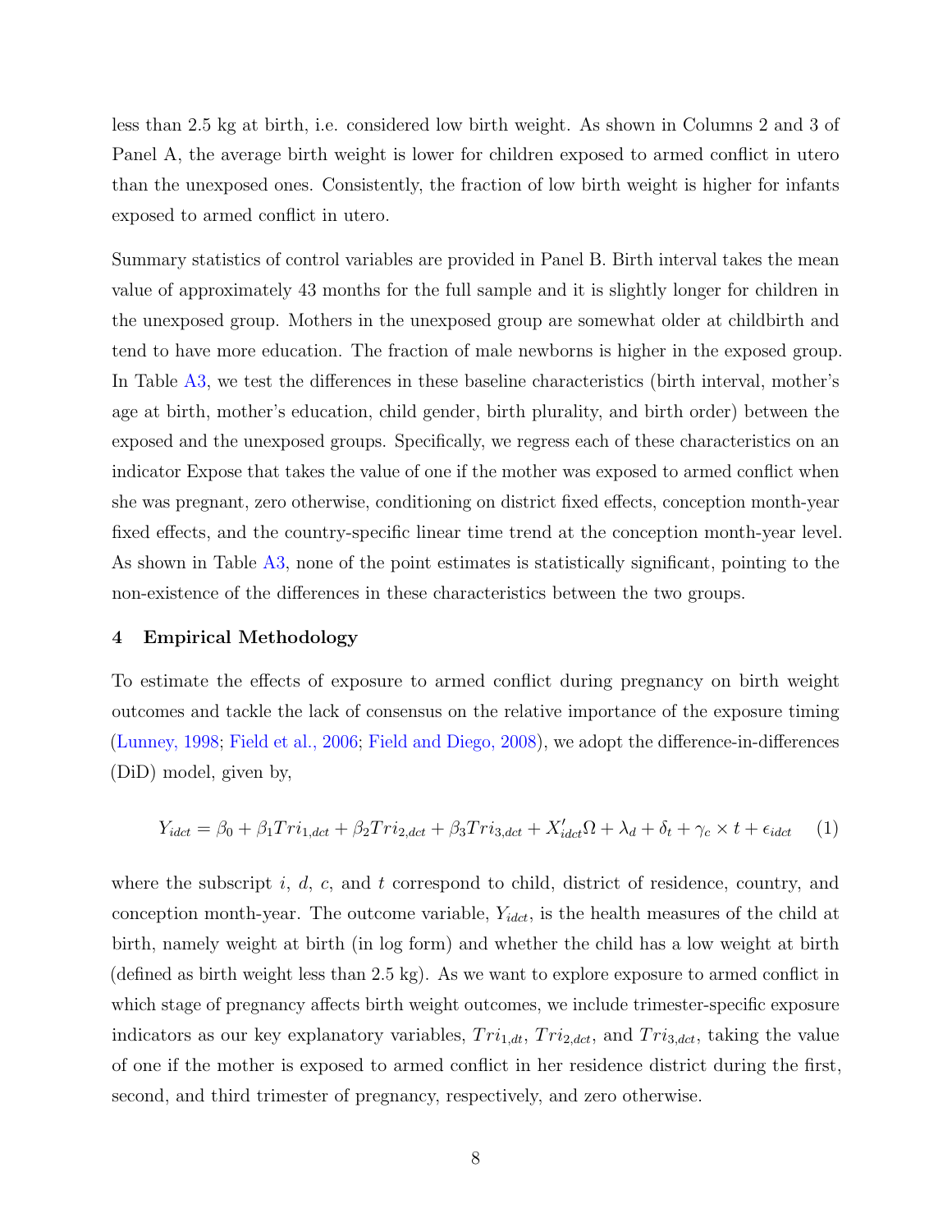less than 2.5 kg at birth, i.e. considered low birth weight. As shown in Columns 2 and 3 of Panel A, the average birth weight is lower for children exposed to armed conflict in utero than the unexposed ones. Consistently, the fraction of low birth weight is higher for infants exposed to armed conflict in utero.

Summary statistics of control variables are provided in Panel B. Birth interval takes the mean value of approximately 43 months for the full sample and it is slightly longer for children in the unexposed group. Mothers in the unexposed group are somewhat older at childbirth and tend to have more education. The fraction of male newborns is higher in the exposed group. In Table A3, we test the differences in these baseline characteristics (birth interval, mother's age at birth, mother's education, child gender, birth plurality, and birth order) between the exposed and the unexposed groups. Specifically, we regress each of these characteristics on an indicator Expose that takes the value of one if the mother was exposed to armed conflict when she was pregnant, zero otherwise, conditioning on district fixed effects, conception month-year fixed effects, and the country-specific linear time trend at the conception month-year level. As shown in Table A3, none of the point estimates is statistically significant, pointing to the non-existence of the differences in these characteristics between the two groups.

## 4 Empirical Methodology

To estimate the effects of exposure to armed conflict during pregnancy on birth weight outcomes and tackle the lack of consensus on the relative importance of the exposure timing (Lunney, 1998; Field et al., 2006; Field and Diego, 2008), we adopt the difference-in-differences (DiD) model, given by,

$$Y_{idct} = \beta_0 + \beta_1 Tri_{1,dct} + \beta_2 Tri_{2,dct} + \beta_3 Tri_{3,dct} + X'_{idct}\Omega + \lambda_d + \delta_t + \gamma_c \times t + \epsilon_{idct} \quad (1)$$

where the subscript $i$, $d$, $c$, and $t$ correspond to child, district of residence, country, and conception month-year. The outcome variable, $Y_{idct}$, is the health measures of the child at birth, namely weight at birth (in log form) and whether the child has a low weight at birth (defined as birth weight less than 2.5 kg). As we want to explore exposure to armed conflict in which stage of pregnancy affects birth weight outcomes, we include trimester-specific exposure indicators as our key explanatory variables, $Tri_{1,dt}$, $Tri_{2,dct}$, and $Tri_{3,dct}$, taking the value of one if the mother is exposed to armed conflict in her residence district during the first, second, and third trimester of pregnancy, respectively, and zero otherwise.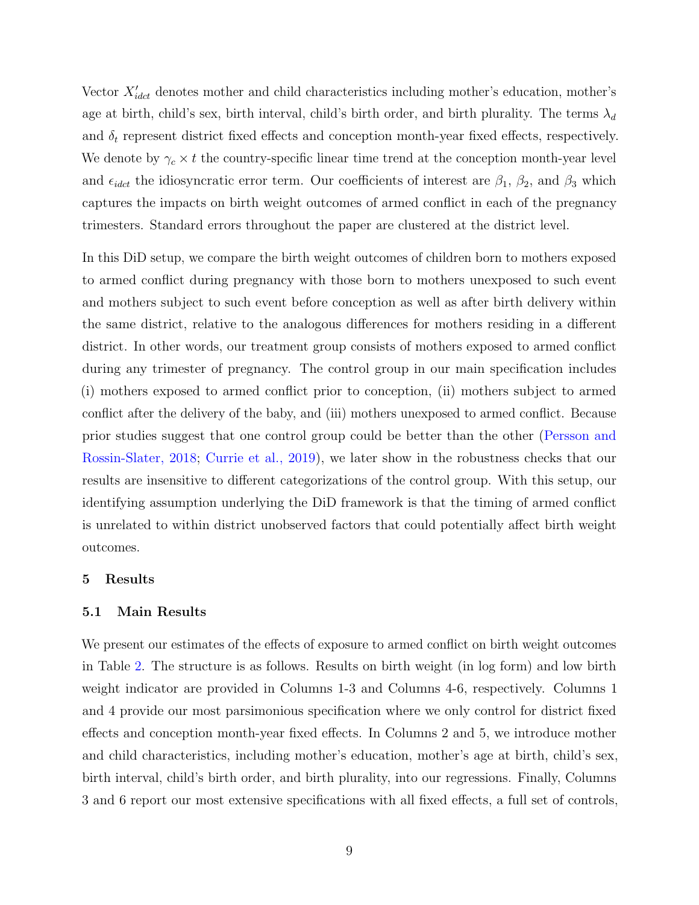Vector $X'_{idct}$ denotes mother and child characteristics including mother's education, mother's age at birth, child's sex, birth interval, child's birth order, and birth plurality. The terms $\lambda_d$ and $\delta_t$ represent district fixed effects and conception month-year fixed effects, respectively. We denote by $\gamma_c \times t$ the country-specific linear time trend at the conception month-year level and $\epsilon_{idct}$ the idiosyncratic error term. Our coefficients of interest are $\beta_1$, $\beta_2$, and $\beta_3$ which captures the impacts on birth weight outcomes of armed conflict in each of the pregnancy trimesters. Standard errors throughout the paper are clustered at the district level.

In this DiD setup, we compare the birth weight outcomes of children born to mothers exposed to armed conflict during pregnancy with those born to mothers unexposed to such event and mothers subject to such event before conception as well as after birth delivery within the same district, relative to the analogous differences for mothers residing in a different district. In other words, our treatment group consists of mothers exposed to armed conflict during any trimester of pregnancy. The control group in our main specification includes (i) mothers exposed to armed conflict prior to conception, (ii) mothers subject to armed conflict after the delivery of the baby, and (iii) mothers unexposed to armed conflict. Because prior studies suggest that one control group could be better than the other (Persson and Rossin-Slater, 2018; Currie et al., 2019), we later show in the robustness checks that our results are insensitive to different categorizations of the control group. With this setup, our identifying assumption underlying the DiD framework is that the timing of armed conflict is unrelated to within district unobserved factors that could potentially affect birth weight outcomes.

## 5 Results

### 5.1 Main Results

We present our estimates of the effects of exposure to armed conflict on birth weight outcomes in Table 2. The structure is as follows. Results on birth weight (in log form) and low birth weight indicator are provided in Columns 1-3 and Columns 4-6, respectively. Columns 1 and 4 provide our most parsimonious specification where we only control for district fixed effects and conception month-year fixed effects. In Columns 2 and 5, we introduce mother and child characteristics, including mother's education, mother's age at birth, child's sex, birth interval, child's birth order, and birth plurality, into our regressions. Finally, Columns 3 and 6 report our most extensive specifications with all fixed effects, a full set of controls,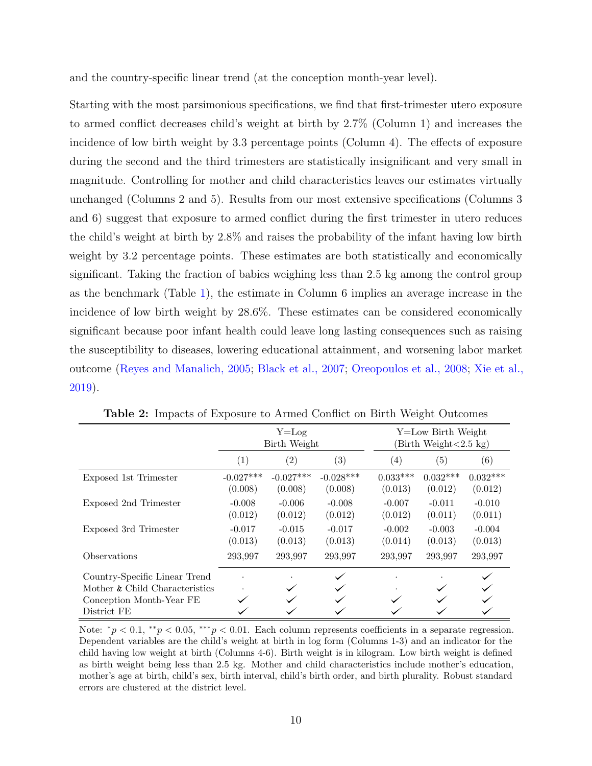and the country-specific linear trend (at the conception month-year level).

Starting with the most parsimonious specifications, we find that first-trimester utero exposure to armed conflict decreases child's weight at birth by 2.7% (Column 1) and increases the incidence of low birth weight by 3.3 percentage points (Column 4). The effects of exposure during the second and the third trimesters are statistically insignificant and very small in magnitude. Controlling for mother and child characteristics leaves our estimates virtually unchanged (Columns 2 and 5). Results from our most extensive specifications (Columns 3 and 6) suggest that exposure to armed conflict during the first trimester in utero reduces the child's weight at birth by 2.8% and raises the probability of the infant having low birth weight by 3.2 percentage points. These estimates are both statistically and economically significant. Taking the fraction of babies weighing less than 2.5 kg among the control group as the benchmark (Table 1), the estimate in Column 6 implies an average increase in the incidence of low birth weight by 28.6%. These estimates can be considered economically significant because poor infant health could leave long lasting consequences such as raising the susceptibility to diseases, lowering educational attainment, and worsening labor market outcome (Reyes and Manalich, 2005; Black et al., 2007; Oreopoulos et al., 2008; Xie et al., 2019).

**Table 2:** Impacts of Exposure to Armed Conflict on Birth Weight Outcomes

| | Y=Log Birth Weight | | | Y=Low Birth Weight (Birth Weight<2.5 kg) | | |
|---|---|---|---|---|---|---|
| | (1) | (2) | (3) | (4) | (5) | (6) |
| Exposed 1st Trimester | -0.027*** | -0.027*** | -0.028*** | 0.033*** | 0.032*** | 0.032*** |
| | (0.008) | (0.008) | (0.008) | (0.013) | (0.012) | (0.012) |
| Exposed 2nd Trimester | -0.008 | -0.006 | -0.008 | -0.007 | -0.011 | -0.010 |
| | (0.012) | (0.012) | (0.012) | (0.012) | (0.011) | (0.011) |
| Exposed 3rd Trimester | -0.017 | -0.015 | -0.017 | -0.002 | -0.003 | -0.004 |
| | (0.013) | (0.013) | (0.013) | (0.014) | (0.013) | (0.013) |
| Observations | 293,997 | 293,997 | 293,997 | 293,997 | 293,997 | 293,997 |
| Country-Specific Linear Trend | · | · | ✓ | · | · | ✓ |
| Mother & Child Characteristics | · | ✓ | ✓ | · | ✓ | ✓ |
| Conception Month-Year FE | ✓ | ✓ | ✓ | ✓ | ✓ | ✓ |
| District FE | ✓ | ✓ | ✓ | ✓ | ✓ | ✓ |

Note: $^{*}p < 0.1$, $^{**}p < 0.05$, $^{***}p < 0.01$. Each column represents coefficients in a separate regression. Dependent variables are the child's weight at birth in log form (Columns 1-3) and an indicator for the child having low weight at birth (Columns 4-6). Birth weight is in kilogram. Low birth weight is defined as birth weight being less than 2.5 kg. Mother and child characteristics include mother's education, mother's age at birth, child's sex, birth interval, child's birth order, and birth plurality. Robust standard errors are clustered at the district level.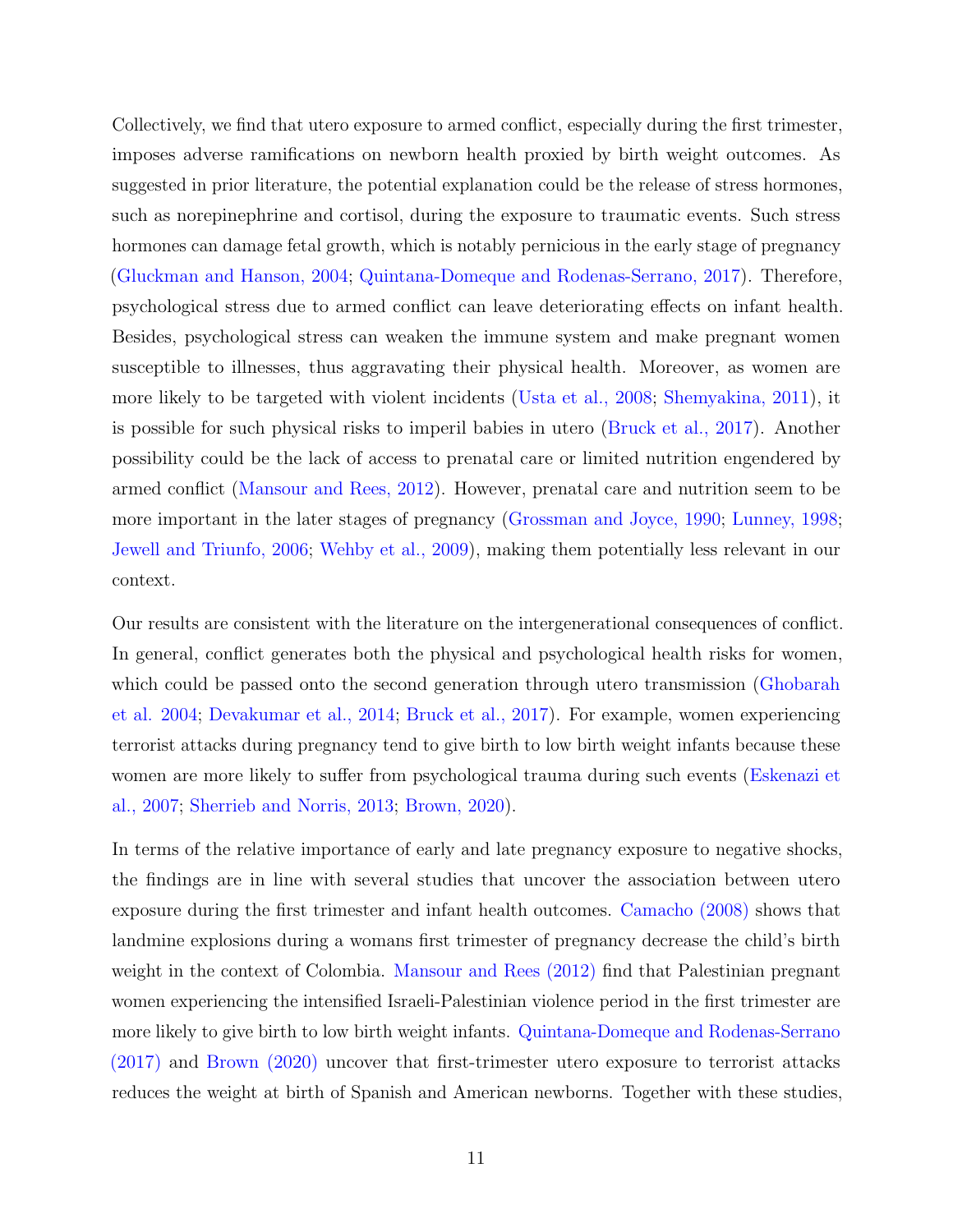Collectively, we find that utero exposure to armed conflict, especially during the first trimester, imposes adverse ramifications on newborn health proxied by birth weight outcomes. As suggested in prior literature, the potential explanation could be the release of stress hormones, such as norepinephrine and cortisol, during the exposure to traumatic events. Such stress hormones can damage fetal growth, which is notably pernicious in the early stage of pregnancy (Gluckman and Hanson, 2004; Quintana-Domeque and Rodenas-Serrano, 2017). Therefore, psychological stress due to armed conflict can leave deteriorating effects on infant health. Besides, psychological stress can weaken the immune system and make pregnant women susceptible to illnesses, thus aggravating their physical health. Moreover, as women are more likely to be targeted with violent incidents (Usta et al., 2008; Shemyakina, 2011), it is possible for such physical risks to imperil babies in utero (Bruck et al., 2017). Another possibility could be the lack of access to prenatal care or limited nutrition engendered by armed conflict (Mansour and Rees, 2012). However, prenatal care and nutrition seem to be more important in the later stages of pregnancy (Grossman and Joyce, 1990; Lunney, 1998; Jewell and Triunfo, 2006; Wehby et al., 2009), making them potentially less relevant in our context.

Our results are consistent with the literature on the intergenerational consequences of conflict. In general, conflict generates both the physical and psychological health risks for women, which could be passed onto the second generation through utero transmission (Ghobarah et al. 2004; Devakumar et al., 2014; Bruck et al., 2017). For example, women experiencing terrorist attacks during pregnancy tend to give birth to low birth weight infants because these women are more likely to suffer from psychological trauma during such events (Eskenazi et al., 2007; Sherrieb and Norris, 2013; Brown, 2020).

In terms of the relative importance of early and late pregnancy exposure to negative shocks, the findings are in line with several studies that uncover the association between utero exposure during the first trimester and infant health outcomes. Camacho (2008) shows that landmine explosions during a womans first trimester of pregnancy decrease the child's birth weight in the context of Colombia. Mansour and Rees (2012) find that Palestinian pregnant women experiencing the intensified Israeli-Palestinian violence period in the first trimester are more likely to give birth to low birth weight infants. Quintana-Domeque and Rodenas-Serrano (2017) and Brown (2020) uncover that first-trimester utero exposure to terrorist attacks reduces the weight at birth of Spanish and American newborns. Together with these studies,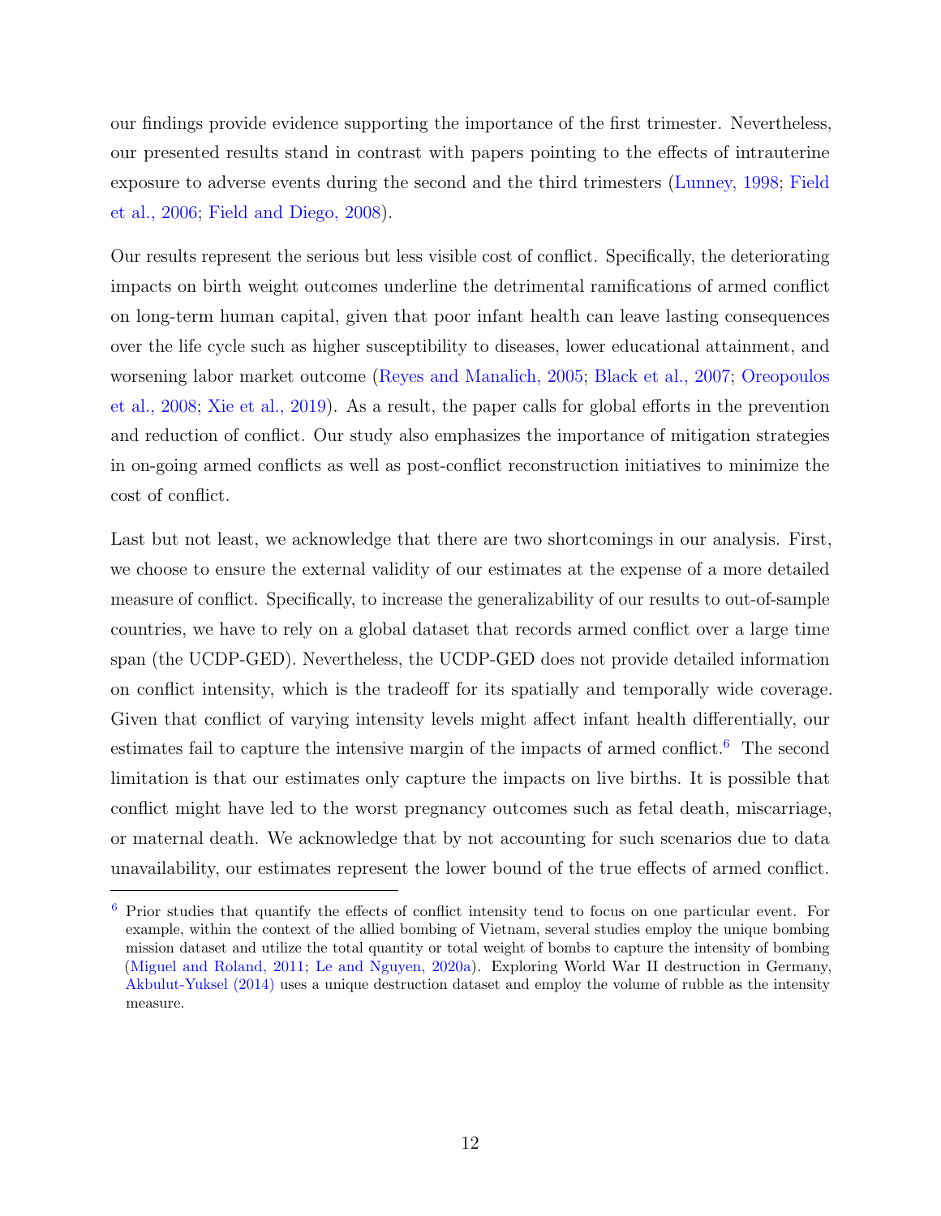our findings provide evidence supporting the importance of the first trimester. Nevertheless, our presented results stand in contrast with papers pointing to the effects of intrauterine exposure to adverse events during the second and the third trimesters (Lunney, 1998; Field et al., 2006; Field and Diego, 2008).

Our results represent the serious but less visible cost of conflict. Specifically, the deteriorating impacts on birth weight outcomes underline the detrimental ramifications of armed conflict on long-term human capital, given that poor infant health can leave lasting consequences over the life cycle such as higher susceptibility to diseases, lower educational attainment, and worsening labor market outcome (Reyes and Manalich, 2005; Black et al., 2007; Oreopoulos et al., 2008; Xie et al., 2019). As a result, the paper calls for global efforts in the prevention and reduction of conflict. Our study also emphasizes the importance of mitigation strategies in on-going armed conflicts as well as post-conflict reconstruction initiatives to minimize the cost of conflict.

Last but not least, we acknowledge that there are two shortcomings in our analysis. First, we choose to ensure the external validity of our estimates at the expense of a more detailed measure of conflict. Specifically, to increase the generalizability of our results to out-of-sample countries, we have to rely on a global dataset that records armed conflict over a large time span (the UCDP-GED). Nevertheless, the UCDP-GED does not provide detailed information on conflict intensity, which is the tradeoff for its spatially and temporally wide coverage. Given that conflict of varying intensity levels might affect infant health differentially, our estimates fail to capture the intensive margin of the impacts of armed conflict.[6] The second limitation is that our estimates only capture the impacts on live births. It is possible that conflict might have led to the worst pregnancy outcomes such as fetal death, miscarriage, or maternal death. We acknowledge that by not accounting for such scenarios due to data unavailability, our estimates represent the lower bound of the true effects of armed conflict.

[6] Prior studies that quantify the effects of conflict intensity tend to focus on one particular event. For example, within the context of the allied bombing of Vietnam, several studies employ the unique bombing mission dataset and utilize the total quantity or total weight of bombs to capture the intensity of bombing (Miguel and Roland, 2011; Le and Nguyen, 2020a). Exploring World War II destruction in Germany, Akbulut-Yuksel (2014) uses a unique destruction dataset and employ the volume of rubble as the intensity measure.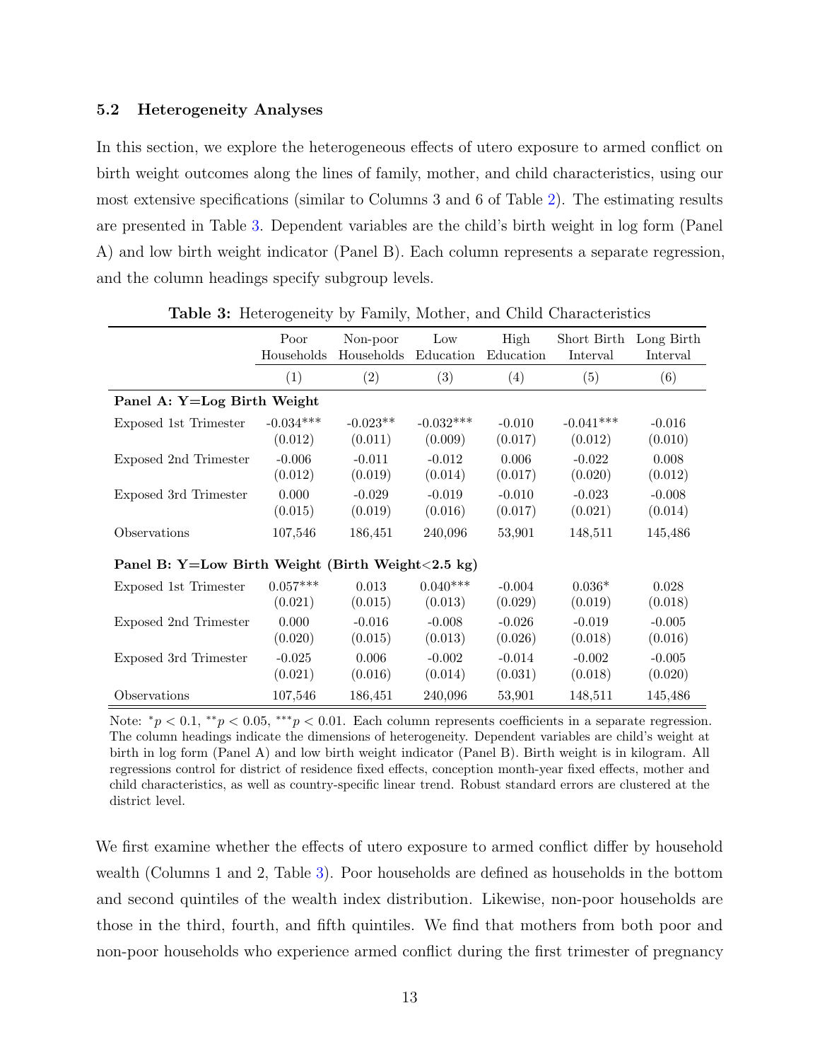### 5.2 Heterogeneity Analyses

In this section, we explore the heterogeneous effects of utero exposure to armed conflict on birth weight outcomes along the lines of family, mother, and child characteristics, using our most extensive specifications (similar to Columns 3 and 6 of Table 2). The estimating results are presented in Table 3. Dependent variables are the child's birth weight in log form (Panel A) and low birth weight indicator (Panel B). Each column represents a separate regression, and the column headings specify subgroup levels.

**Table 3:** Heterogeneity by Family, Mother, and Child Characteristics

| | Poor Households | Non-poor Households | Low Education | High Education | Short Birth Interval | Long Birth Interval |
|---|---|---|---|---|---|---|
| | (1) | (2) | (3) | (4) | (5) | (6) |
| **Panel A: Y=Log Birth Weight** | | | | | | |
| Exposed 1st Trimester | -0.034*** | -0.023** | -0.032*** | -0.010 | -0.041*** | -0.016 |
| | (0.012) | (0.011) | (0.009) | (0.017) | (0.012) | (0.010) |
| Exposed 2nd Trimester | -0.006 | -0.011 | -0.012 | 0.006 | -0.022 | 0.008 |
| | (0.012) | (0.019) | (0.014) | (0.017) | (0.020) | (0.012) |
| Exposed 3rd Trimester | 0.000 | -0.029 | -0.019 | -0.010 | -0.023 | -0.008 |
| | (0.015) | (0.019) | (0.016) | (0.017) | (0.021) | (0.014) |
| Observations | 107,546 | 186,451 | 240,096 | 53,901 | 148,511 | 145,486 |
| **Panel B: Y=Low Birth Weight (Birth Weight<2.5 kg)** | | | | | | |
| Exposed 1st Trimester | 0.057*** | 0.013 | 0.040*** | -0.004 | 0.036* | 0.028 |
| | (0.021) | (0.015) | (0.013) | (0.029) | (0.019) | (0.018) |
| Exposed 2nd Trimester | 0.000 | -0.016 | -0.008 | -0.026 | -0.019 | -0.005 |
| | (0.020) | (0.015) | (0.013) | (0.026) | (0.018) | (0.016) |
| Exposed 3rd Trimester | -0.025 | 0.006 | -0.002 | -0.014 | -0.002 | -0.005 |
| | (0.021) | (0.016) | (0.014) | (0.031) | (0.018) | (0.020) |
| Observations | 107,546 | 186,451 | 240,096 | 53,901 | 148,511 | 145,486 |

Note: $^{*}p < 0.1$, $^{**}p < 0.05$, $^{***}p < 0.01$. Each column represents coefficients in a separate regression. The column headings indicate the dimensions of heterogeneity. Dependent variables are child's weight at birth in log form (Panel A) and low birth weight indicator (Panel B). Birth weight is in kilogram. All regressions control for district of residence fixed effects, conception month-year fixed effects, mother and child characteristics, as well as country-specific linear trend. Robust standard errors are clustered at the district level.

We first examine whether the effects of utero exposure to armed conflict differ by household wealth (Columns 1 and 2, Table 3). Poor households are defined as households in the bottom and second quintiles of the wealth index distribution. Likewise, non-poor households are those in the third, fourth, and fifth quintiles. We find that mothers from both poor and non-poor households who experience armed conflict during the first trimester of pregnancy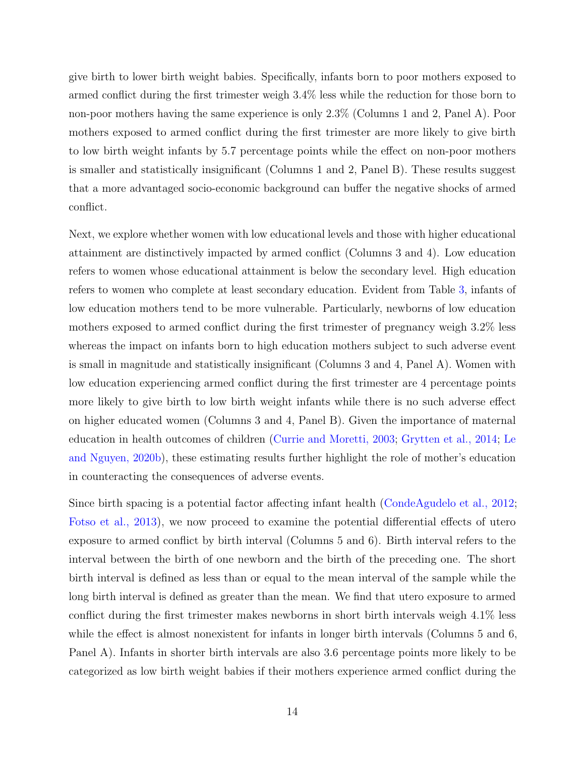give birth to lower birth weight babies. Specifically, infants born to poor mothers exposed to armed conflict during the first trimester weigh 3.4% less while the reduction for those born to non-poor mothers having the same experience is only 2.3% (Columns 1 and 2, Panel A). Poor mothers exposed to armed conflict during the first trimester are more likely to give birth to low birth weight infants by 5.7 percentage points while the effect on non-poor mothers is smaller and statistically insignificant (Columns 1 and 2, Panel B). These results suggest that a more advantaged socio-economic background can buffer the negative shocks of armed conflict.

Next, we explore whether women with low educational levels and those with higher educational attainment are distinctively impacted by armed conflict (Columns 3 and 4). Low education refers to women whose educational attainment is below the secondary level. High education refers to women who complete at least secondary education. Evident from Table 3, infants of low education mothers tend to be more vulnerable. Particularly, newborns of low education mothers exposed to armed conflict during the first trimester of pregnancy weigh 3.2% less whereas the impact on infants born to high education mothers subject to such adverse event is small in magnitude and statistically insignificant (Columns 3 and 4, Panel A). Women with low education experiencing armed conflict during the first trimester are 4 percentage points more likely to give birth to low birth weight infants while there is no such adverse effect on higher educated women (Columns 3 and 4, Panel B). Given the importance of maternal education in health outcomes of children (Currie and Moretti, 2003; Grytten et al., 2014; Le and Nguyen, 2020b), these estimating results further highlight the role of mother's education in counteracting the consequences of adverse events.

Since birth spacing is a potential factor affecting infant health (CondeAgudelo et al., 2012; Fotso et al., 2013), we now proceed to examine the potential differential effects of utero exposure to armed conflict by birth interval (Columns 5 and 6). Birth interval refers to the interval between the birth of one newborn and the birth of the preceding one. The short birth interval is defined as less than or equal to the mean interval of the sample while the long birth interval is defined as greater than the mean. We find that utero exposure to armed conflict during the first trimester makes newborns in short birth intervals weigh 4.1% less while the effect is almost nonexistent for infants in longer birth intervals (Columns 5 and 6, Panel A). Infants in shorter birth intervals are also 3.6 percentage points more likely to be categorized as low birth weight babies if their mothers experience armed conflict during the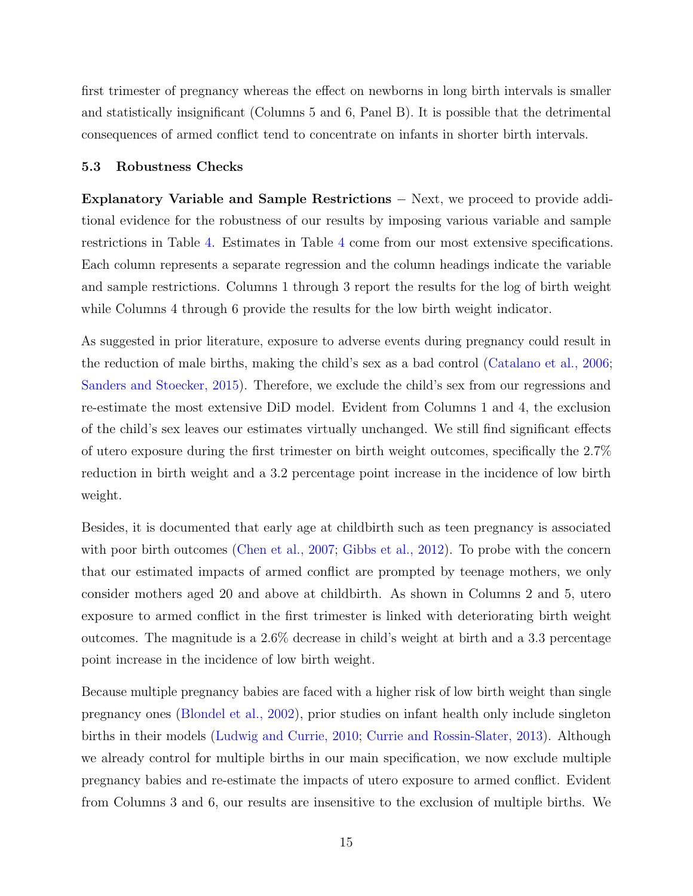first trimester of pregnancy whereas the effect on newborns in long birth intervals is smaller and statistically insignificant (Columns 5 and 6, Panel B). It is possible that the detrimental consequences of armed conflict tend to concentrate on infants in shorter birth intervals.

### 5.3 Robustness Checks

**Explanatory Variable and Sample Restrictions** – Next, we proceed to provide additional evidence for the robustness of our results by imposing various variable and sample restrictions in Table 4. Estimates in Table 4 come from our most extensive specifications. Each column represents a separate regression and the column headings indicate the variable and sample restrictions. Columns 1 through 3 report the results for the log of birth weight while Columns 4 through 6 provide the results for the low birth weight indicator.

As suggested in prior literature, exposure to adverse events during pregnancy could result in the reduction of male births, making the child's sex as a bad control (Catalano et al., 2006; Sanders and Stoecker, 2015). Therefore, we exclude the child's sex from our regressions and re-estimate the most extensive DiD model. Evident from Columns 1 and 4, the exclusion of the child's sex leaves our estimates virtually unchanged. We still find significant effects of utero exposure during the first trimester on birth weight outcomes, specifically the 2.7% reduction in birth weight and a 3.2 percentage point increase in the incidence of low birth weight.

Besides, it is documented that early age at childbirth such as teen pregnancy is associated with poor birth outcomes (Chen et al., 2007; Gibbs et al., 2012). To probe with the concern that our estimated impacts of armed conflict are prompted by teenage mothers, we only consider mothers aged 20 and above at childbirth. As shown in Columns 2 and 5, utero exposure to armed conflict in the first trimester is linked with deteriorating birth weight outcomes. The magnitude is a 2.6% decrease in child's weight at birth and a 3.3 percentage point increase in the incidence of low birth weight.

Because multiple pregnancy babies are faced with a higher risk of low birth weight than single pregnancy ones (Blondel et al., 2002), prior studies on infant health only include singleton births in their models (Ludwig and Currie, 2010; Currie and Rossin-Slater, 2013). Although we already control for multiple births in our main specification, we now exclude multiple pregnancy babies and re-estimate the impacts of utero exposure to armed conflict. Evident from Columns 3 and 6, our results are insensitive to the exclusion of multiple births. We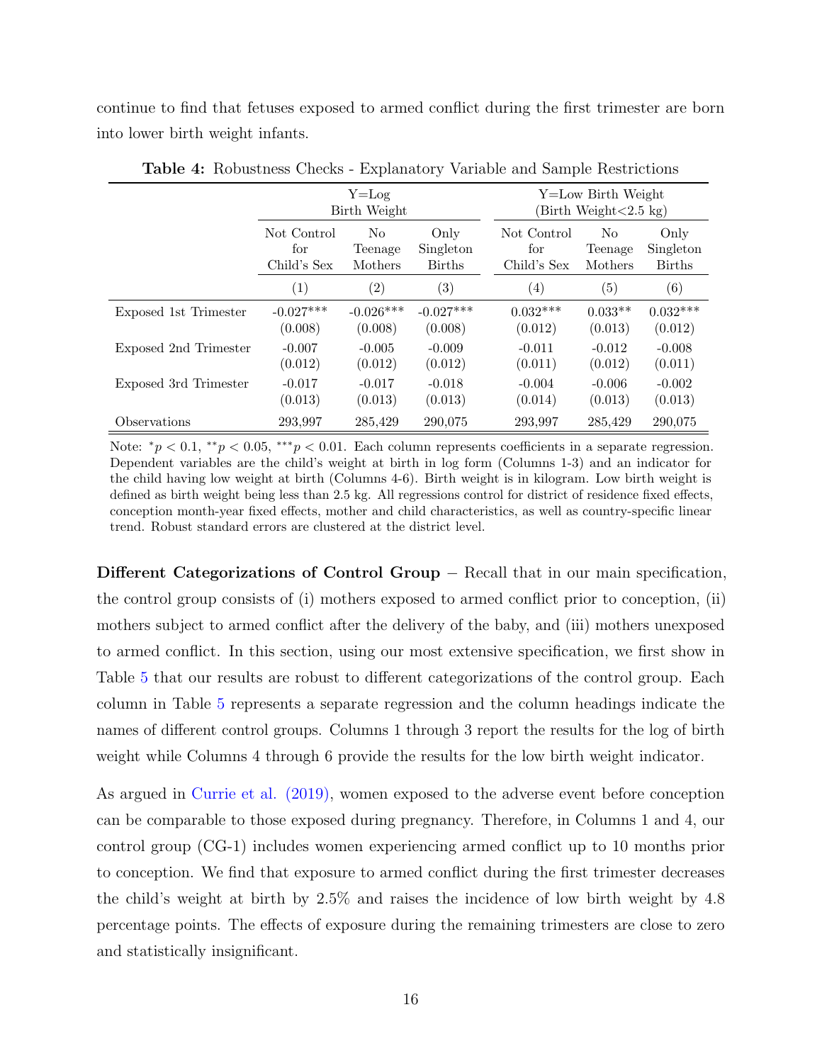continue to find that fetuses exposed to armed conflict during the first trimester are born into lower birth weight infants.

**Table 4:** Robustness Checks - Explanatory Variable and Sample Restrictions

| | Y=Log Birth Weight | | | Y=Low Birth Weight (Birth Weight<2.5 kg) | | |
|---|---|---|---|---|---|---|
| | Not Control for Child's Sex | No Teenage Mothers | Only Singleton Births | Not Control for Child's Sex | No Teenage Mothers | Only Singleton Births |
| | (1) | (2) | (3) | (4) | (5) | (6) |
| Exposed 1st Trimester | -0.027*** | -0.026*** | -0.027*** | 0.032*** | 0.033** | 0.032*** |
| | (0.008) | (0.008) | (0.008) | (0.012) | (0.013) | (0.012) |
| Exposed 2nd Trimester | -0.007 | -0.005 | -0.009 | -0.011 | -0.012 | -0.008 |
| | (0.012) | (0.012) | (0.012) | (0.011) | (0.012) | (0.011) |
| Exposed 3rd Trimester | -0.017 | -0.017 | -0.018 | -0.004 | -0.006 | -0.002 |
| | (0.013) | (0.013) | (0.013) | (0.014) | (0.013) | (0.013) |
| Observations | 293,997 | 285,429 | 290,075 | 293,997 | 285,429 | 290,075 |

Note: $^{*}p < 0.1$, $^{**}p < 0.05$, $^{***}p < 0.01$. Each column represents coefficients in a separate regression. Dependent variables are the child's weight at birth in log form (Columns 1-3) and an indicator for the child having low weight at birth (Columns 4-6). Birth weight is in kilogram. Low birth weight is defined as birth weight being less than 2.5 kg. All regressions control for district of residence fixed effects, conception month-year fixed effects, mother and child characteristics, as well as country-specific linear trend. Robust standard errors are clustered at the district level.

**Different Categorizations of Control Group** – Recall that in our main specification, the control group consists of (i) mothers exposed to armed conflict prior to conception, (ii) mothers subject to armed conflict after the delivery of the baby, and (iii) mothers unexposed to armed conflict. In this section, using our most extensive specification, we first show in Table 5 that our results are robust to different categorizations of the control group. Each column in Table 5 represents a separate regression and the column headings indicate the names of different control groups. Columns 1 through 3 report the results for the log of birth weight while Columns 4 through 6 provide the results for the low birth weight indicator.

As argued in Currie et al. (2019), women exposed to the adverse event before conception can be comparable to those exposed during pregnancy. Therefore, in Columns 1 and 4, our control group (CG-1) includes women experiencing armed conflict up to 10 months prior to conception. We find that exposure to armed conflict during the first trimester decreases the child's weight at birth by 2.5% and raises the incidence of low birth weight by 4.8 percentage points. The effects of exposure during the remaining trimesters are close to zero and statistically insignificant.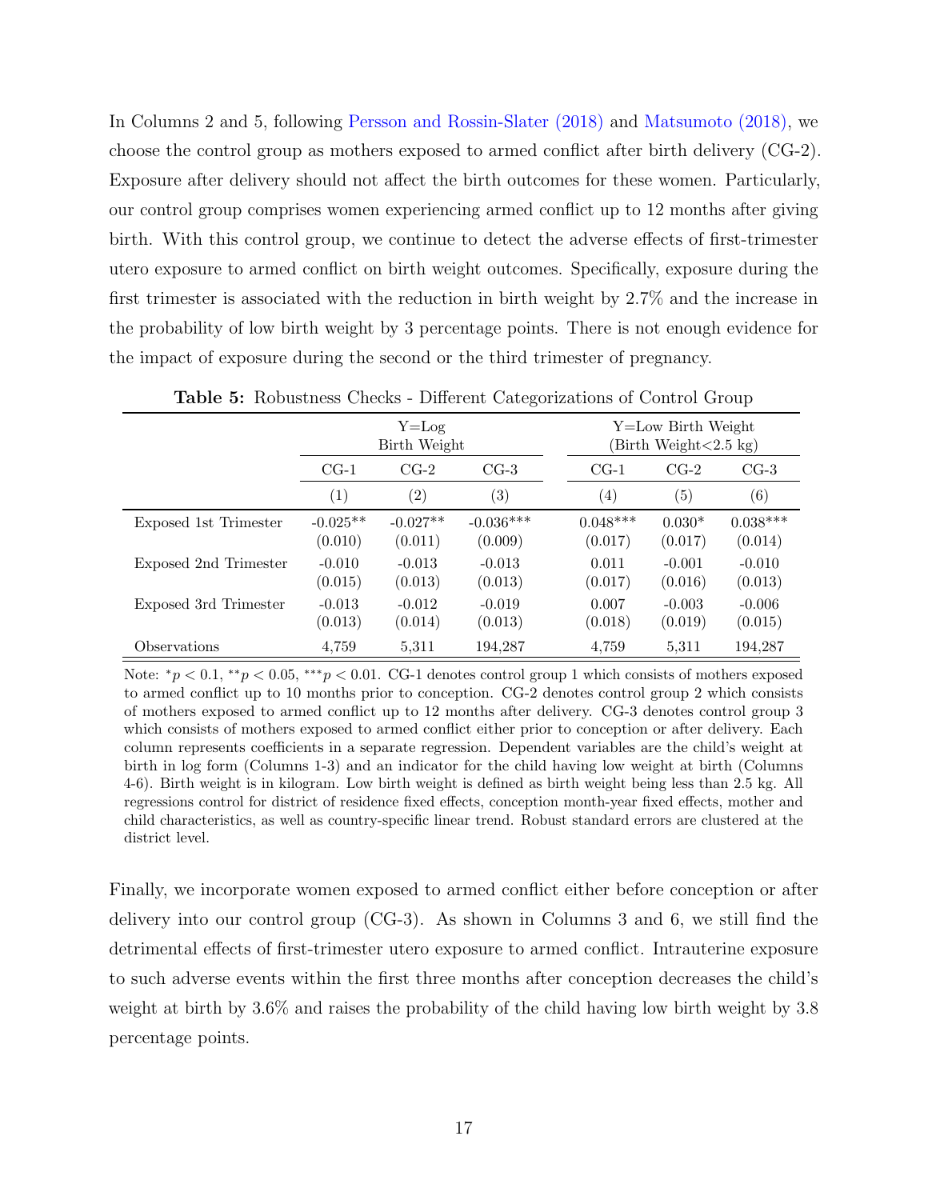In Columns 2 and 5, following Persson and Rossin-Slater (2018) and Matsumoto (2018), we choose the control group as mothers exposed to armed conflict after birth delivery (CG-2). Exposure after delivery should not affect the birth outcomes for these women. Particularly, our control group comprises women experiencing armed conflict up to 12 months after giving birth. With this control group, we continue to detect the adverse effects of first-trimester utero exposure to armed conflict on birth weight outcomes. Specifically, exposure during the first trimester is associated with the reduction in birth weight by 2.7% and the increase in the probability of low birth weight by 3 percentage points. There is not enough evidence for the impact of exposure during the second or the third trimester of pregnancy.

**Table 5:** Robustness Checks - Different Categorizations of Control Group

| | Y=Log Birth Weight | | | Y=Low Birth Weight (Birth Weight<2.5 kg) | | |
|---|---|---|---|---|---|---|
| | CG-1 | CG-2 | CG-3 | CG-1 | CG-2 | CG-3 |
| | (1) | (2) | (3) | (4) | (5) | (6) |
| Exposed 1st Trimester | -0.025** | -0.027** | -0.036*** | 0.048*** | 0.030* | 0.038*** |
| | (0.010) | (0.011) | (0.009) | (0.017) | (0.017) | (0.014) |
| Exposed 2nd Trimester | -0.010 | -0.013 | -0.013 | 0.011 | -0.001 | -0.010 |
| | (0.015) | (0.013) | (0.013) | (0.017) | (0.016) | (0.013) |
| Exposed 3rd Trimester | -0.013 | -0.012 | -0.019 | 0.007 | -0.003 | -0.006 |
| | (0.013) | (0.014) | (0.013) | (0.018) | (0.019) | (0.015) |
| Observations | 4,759 | 5,311 | 194,287 | 4,759 | 5,311 | 194,287 |

Note: $^{*}p < 0.1$, $^{**}p < 0.05$, $^{***}p < 0.01$. CG-1 denotes control group 1 which consists of mothers exposed to armed conflict up to 10 months prior to conception. CG-2 denotes control group 2 which consists of mothers exposed to armed conflict up to 12 months after delivery. CG-3 denotes control group 3 which consists of mothers exposed to armed conflict either prior to conception or after delivery. Each column represents coefficients in a separate regression. Dependent variables are the child's weight at birth in log form (Columns 1-3) and an indicator for the child having low weight at birth (Columns 4-6). Birth weight is in kilogram. Low birth weight is defined as birth weight being less than 2.5 kg. All regressions control for district of residence fixed effects, conception month-year fixed effects, mother and child characteristics, as well as country-specific linear trend. Robust standard errors are clustered at the district level.

Finally, we incorporate women exposed to armed conflict either before conception or after delivery into our control group (CG-3). As shown in Columns 3 and 6, we still find the detrimental effects of first-trimester utero exposure to armed conflict. Intrauterine exposure to such adverse events within the first three months after conception decreases the child's weight at birth by 3.6% and raises the probability of the child having low birth weight by 3.8 percentage points.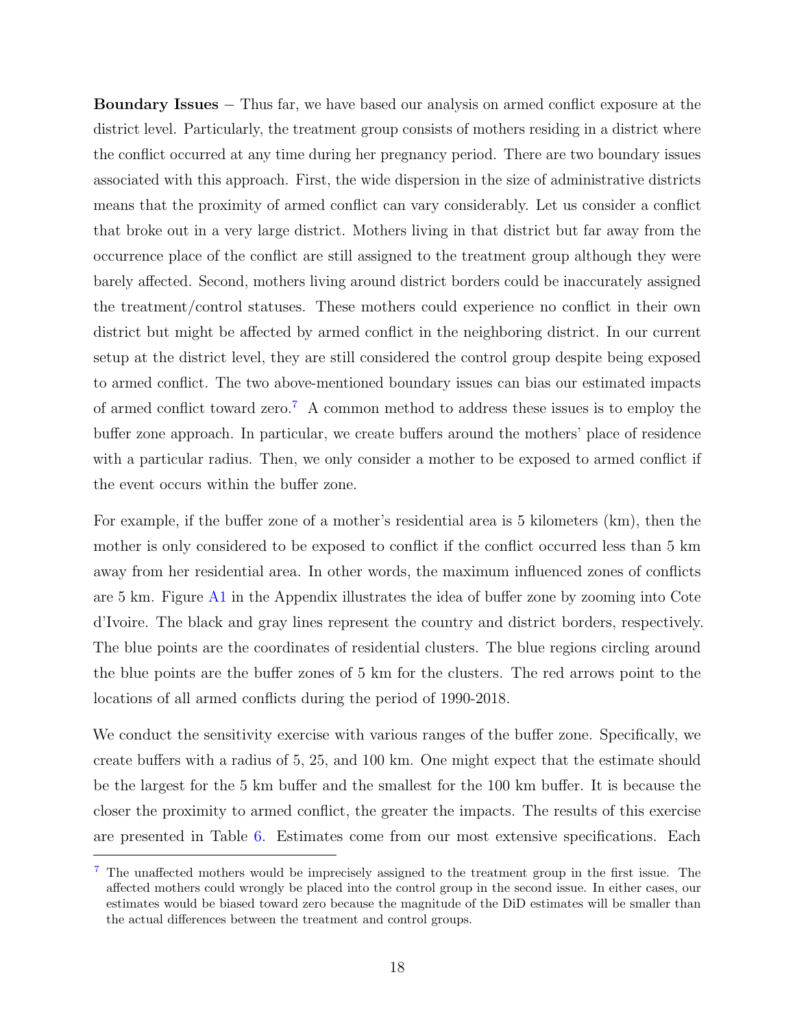**Boundary Issues** − Thus far, we have based our analysis on armed conflict exposure at the district level. Particularly, the treatment group consists of mothers residing in a district where the conflict occurred at any time during her pregnancy period. There are two boundary issues associated with this approach. First, the wide dispersion in the size of administrative districts means that the proximity of armed conflict can vary considerably. Let us consider a conflict that broke out in a very large district. Mothers living in that district but far away from the occurrence place of the conflict are still assigned to the treatment group although they were barely affected. Second, mothers living around district borders could be inaccurately assigned the treatment/control statuses. These mothers could experience no conflict in their own district but might be affected by armed conflict in the neighboring district. In our current setup at the district level, they are still considered the control group despite being exposed to armed conflict. The two above-mentioned boundary issues can bias our estimated impacts of armed conflict toward zero.[7] A common method to address these issues is to employ the buffer zone approach. In particular, we create buffers around the mothers' place of residence with a particular radius. Then, we only consider a mother to be exposed to armed conflict if the event occurs within the buffer zone.

For example, if the buffer zone of a mother's residential area is 5 kilometers (km), then the mother is only considered to be exposed to conflict if the conflict occurred less than 5 km away from her residential area. In other words, the maximum influenced zones of conflicts are 5 km. Figure A1 in the Appendix illustrates the idea of buffer zone by zooming into Cote d'Ivoire. The black and gray lines represent the country and district borders, respectively. The blue points are the coordinates of residential clusters. The blue regions circling around the blue points are the buffer zones of 5 km for the clusters. The red arrows point to the locations of all armed conflicts during the period of 1990-2018.

We conduct the sensitivity exercise with various ranges of the buffer zone. Specifically, we create buffers with a radius of 5, 25, and 100 km. One might expect that the estimate should be the largest for the 5 km buffer and the smallest for the 100 km buffer. It is because the closer the proximity to armed conflict, the greater the impacts. The results of this exercise are presented in Table 6. Estimates come from our most extensive specifications. Each

[7] The unaffected mothers would be imprecisely assigned to the treatment group in the first issue. The affected mothers could wrongly be placed into the control group in the second issue. In either cases, our estimates would be biased toward zero because the magnitude of the DiD estimates will be smaller than the actual differences between the treatment and control groups.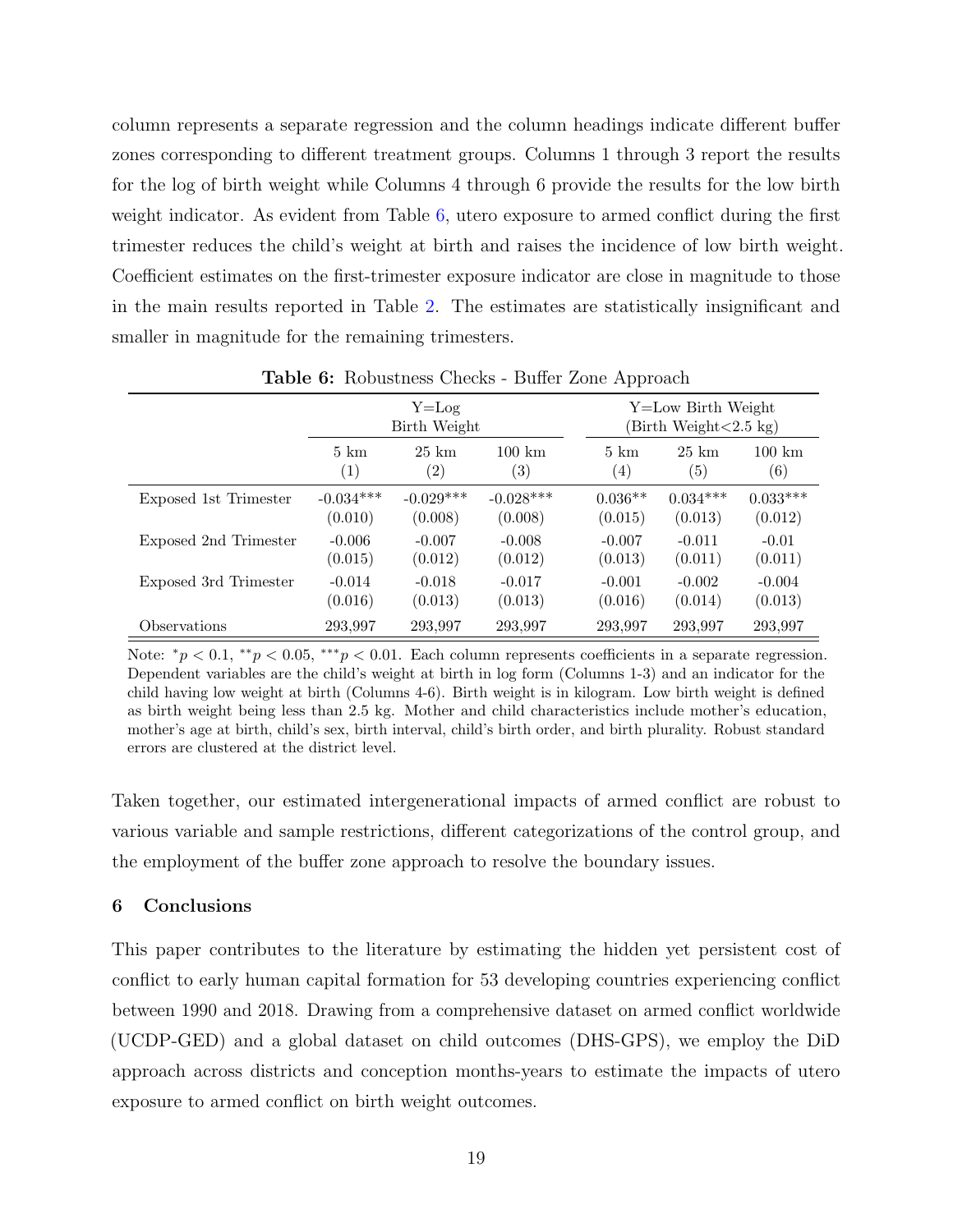column represents a separate regression and the column headings indicate different buffer zones corresponding to different treatment groups. Columns 1 through 3 report the results for the log of birth weight while Columns 4 through 6 provide the results for the low birth weight indicator. As evident from Table 6, utero exposure to armed conflict during the first trimester reduces the child's weight at birth and raises the incidence of low birth weight. Coefficient estimates on the first-trimester exposure indicator are close in magnitude to those in the main results reported in Table 2. The estimates are statistically insignificant and smaller in magnitude for the remaining trimesters.

**Table 6:** Robustness Checks - Buffer Zone Approach

| | Y=Log Birth Weight | | | Y=Low Birth Weight (Birth Weight<2.5 kg) | | |
|---|---|---|---|---|---|---|
| | 5 km (1) | 25 km (2) | 100 km (3) | 5 km (4) | 25 km (5) | 100 km (6) |
| Exposed 1st Trimester | -0.034*** | -0.029*** | -0.028*** | 0.036** | 0.034*** | 0.033*** |
| | (0.010) | (0.008) | (0.008) | (0.015) | (0.013) | (0.012) |
| Exposed 2nd Trimester | -0.006 | -0.007 | -0.008 | -0.007 | -0.011 | -0.01 |
| | (0.015) | (0.012) | (0.012) | (0.013) | (0.011) | (0.011) |
| Exposed 3rd Trimester | -0.014 | -0.018 | -0.017 | -0.001 | -0.002 | -0.004 |
| | (0.016) | (0.013) | (0.013) | (0.016) | (0.014) | (0.013) |
| Observations | 293,997 | 293,997 | 293,997 | 293,997 | 293,997 | 293,997 |

Note: $^{*}p < 0.1$, $^{**}p < 0.05$, $^{***}p < 0.01$. Each column represents coefficients in a separate regression. Dependent variables are the child's weight at birth in log form (Columns 1-3) and an indicator for the child having low weight at birth (Columns 4-6). Birth weight is in kilogram. Low birth weight is defined as birth weight being less than 2.5 kg. Mother and child characteristics include mother's education, mother's age at birth, child's sex, birth interval, child's birth order, and birth plurality. Robust standard errors are clustered at the district level.

Taken together, our estimated intergenerational impacts of armed conflict are robust to various variable and sample restrictions, different categorizations of the control group, and the employment of the buffer zone approach to resolve the boundary issues.

## 6 Conclusions

This paper contributes to the literature by estimating the hidden yet persistent cost of conflict to early human capital formation for 53 developing countries experiencing conflict between 1990 and 2018. Drawing from a comprehensive dataset on armed conflict worldwide (UCDP-GED) and a global dataset on child outcomes (DHS-GPS), we employ the DiD approach across districts and conception months-years to estimate the impacts of utero exposure to armed conflict on birth weight outcomes.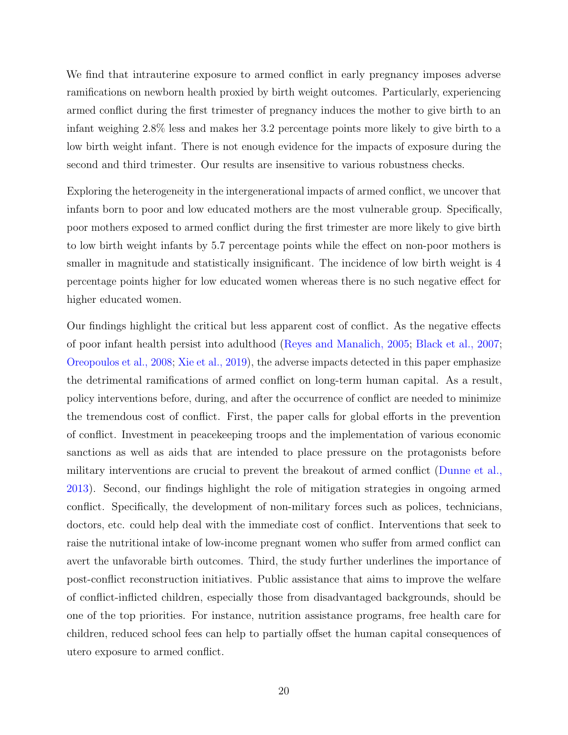We find that intrauterine exposure to armed conflict in early pregnancy imposes adverse ramifications on newborn health proxied by birth weight outcomes. Particularly, experiencing armed conflict during the first trimester of pregnancy induces the mother to give birth to an infant weighing 2.8% less and makes her 3.2 percentage points more likely to give birth to a low birth weight infant. There is not enough evidence for the impacts of exposure during the second and third trimester. Our results are insensitive to various robustness checks.

Exploring the heterogeneity in the intergenerational impacts of armed conflict, we uncover that infants born to poor and low educated mothers are the most vulnerable group. Specifically, poor mothers exposed to armed conflict during the first trimester are more likely to give birth to low birth weight infants by 5.7 percentage points while the effect on non-poor mothers is smaller in magnitude and statistically insignificant. The incidence of low birth weight is 4 percentage points higher for low educated women whereas there is no such negative effect for higher educated women.

Our findings highlight the critical but less apparent cost of conflict. As the negative effects of poor infant health persist into adulthood (Reyes and Manalich, 2005; Black et al., 2007; Oreopoulos et al., 2008; Xie et al., 2019), the adverse impacts detected in this paper emphasize the detrimental ramifications of armed conflict on long-term human capital. As a result, policy interventions before, during, and after the occurrence of conflict are needed to minimize the tremendous cost of conflict. First, the paper calls for global efforts in the prevention of conflict. Investment in peacekeeping troops and the implementation of various economic sanctions as well as aids that are intended to place pressure on the protagonists before military interventions are crucial to prevent the breakout of armed conflict (Dunne et al., 2013). Second, our findings highlight the role of mitigation strategies in ongoing armed conflict. Specifically, the development of non-military forces such as polices, technicians, doctors, etc. could help deal with the immediate cost of conflict. Interventions that seek to raise the nutritional intake of low-income pregnant women who suffer from armed conflict can avert the unfavorable birth outcomes. Third, the study further underlines the importance of post-conflict reconstruction initiatives. Public assistance that aims to improve the welfare of conflict-inflicted children, especially those from disadvantaged backgrounds, should be one of the top priorities. For instance, nutrition assistance programs, free health care for children, reduced school fees can help to partially offset the human capital consequences of utero exposure to armed conflict.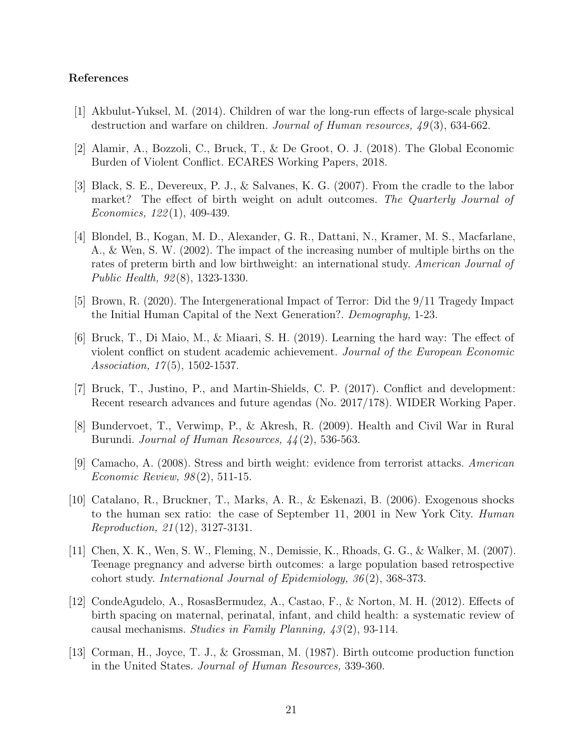### References

[1] Akbulut-Yuksel, M. (2014). Children of war the long-run effects of large-scale physical destruction and warfare on children. *Journal of Human resources, 49*(3), 634-662.

[2] Alamir, A., Bozzoli, C., Bruck, T., & De Groot, O. J. (2018). The Global Economic Burden of Violent Conflict. ECARES Working Papers, 2018.

[3] Black, S. E., Devereux, P. J., & Salvanes, K. G. (2007). From the cradle to the labor market? The effect of birth weight on adult outcomes. *The Quarterly Journal of Economics, 122*(1), 409-439.

[4] Blondel, B., Kogan, M. D., Alexander, G. R., Dattani, N., Kramer, M. S., Macfarlane, A., & Wen, S. W. (2002). The impact of the increasing number of multiple births on the rates of preterm birth and low birthweight: an international study. *American Journal of Public Health, 92*(8), 1323-1330.

[5] Brown, R. (2020). The Intergenerational Impact of Terror: Did the 9/11 Tragedy Impact the Initial Human Capital of the Next Generation?. *Demography,* 1-23.

[6] Bruck, T., Di Maio, M., & Miaari, S. H. (2019). Learning the hard way: The effect of violent conflict on student academic achievement. *Journal of the European Economic Association, 17*(5), 1502-1537.

[7] Bruck, T., Justino, P., and Martin-Shields, C. P. (2017). Conflict and development: Recent research advances and future agendas (No. 2017/178). WIDER Working Paper.

[8] Bundervoet, T., Verwimp, P., & Akresh, R. (2009). Health and Civil War in Rural Burundi. *Journal of Human Resources, 44*(2), 536-563.

[9] Camacho, A. (2008). Stress and birth weight: evidence from terrorist attacks. *American Economic Review, 98*(2), 511-15.

[10] Catalano, R., Bruckner, T., Marks, A. R., & Eskenazi, B. (2006). Exogenous shocks to the human sex ratio: the case of September 11, 2001 in New York City. *Human Reproduction, 21*(12), 3127-3131.

[11] Chen, X. K., Wen, S. W., Fleming, N., Demissie, K., Rhoads, G. G., & Walker, M. (2007). Teenage pregnancy and adverse birth outcomes: a large population based retrospective cohort study. *International Journal of Epidemiology, 36*(2), 368-373.

[12] CondeAgudelo, A., RosasBermudez, A., Castao, F., & Norton, M. H. (2012). Effects of birth spacing on maternal, perinatal, infant, and child health: a systematic review of causal mechanisms. *Studies in Family Planning, 43*(2), 93-114.

[13] Corman, H., Joyce, T. J., & Grossman, M. (1987). Birth outcome production function in the United States. *Journal of Human Resources,* 339-360.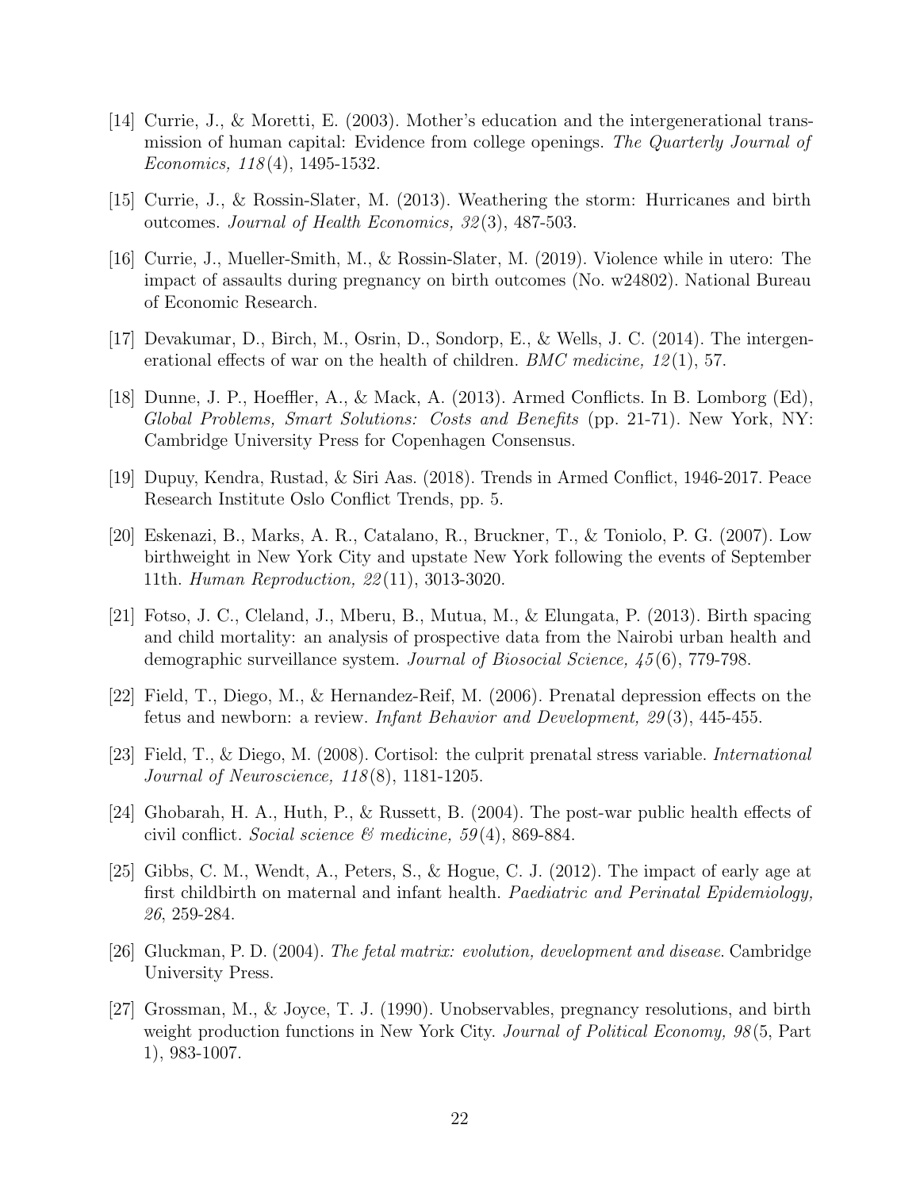[14] Currie, J., & Moretti, E. (2003). Mother's education and the intergenerational transmission of human capital: Evidence from college openings. *The Quarterly Journal of Economics, 118*(4), 1495-1532.

[15] Currie, J., & Rossin-Slater, M. (2013). Weathering the storm: Hurricanes and birth outcomes. *Journal of Health Economics, 32*(3), 487-503.

[16] Currie, J., Mueller-Smith, M., & Rossin-Slater, M. (2019). Violence while in utero: The impact of assaults during pregnancy on birth outcomes (No. w24802). National Bureau of Economic Research.

[17] Devakumar, D., Birch, M., Osrin, D., Sondorp, E., & Wells, J. C. (2014). The intergenerational effects of war on the health of children. *BMC medicine, 12*(1), 57.

[18] Dunne, J. P., Hoeffler, A., & Mack, A. (2013). Armed Conflicts. In B. Lomborg (Ed), *Global Problems, Smart Solutions: Costs and Benefits* (pp. 21-71). New York, NY: Cambridge University Press for Copenhagen Consensus.

[19] Dupuy, Kendra, Rustad, & Siri Aas. (2018). Trends in Armed Conflict, 1946-2017. Peace Research Institute Oslo Conflict Trends, pp. 5.

[20] Eskenazi, B., Marks, A. R., Catalano, R., Bruckner, T., & Toniolo, P. G. (2007). Low birthweight in New York City and upstate New York following the events of September 11th. *Human Reproduction, 22*(11), 3013-3020.

[21] Fotso, J. C., Cleland, J., Mberu, B., Mutua, M., & Elungata, P. (2013). Birth spacing and child mortality: an analysis of prospective data from the Nairobi urban health and demographic surveillance system. *Journal of Biosocial Science, 45*(6), 779-798.

[22] Field, T., Diego, M., & Hernandez-Reif, M. (2006). Prenatal depression effects on the fetus and newborn: a review. *Infant Behavior and Development, 29*(3), 445-455.

[23] Field, T., & Diego, M. (2008). Cortisol: the culprit prenatal stress variable. *International Journal of Neuroscience, 118*(8), 1181-1205.

[24] Ghobarah, H. A., Huth, P., & Russett, B. (2004). The post-war public health effects of civil conflict. *Social science & medicine, 59*(4), 869-884.

[25] Gibbs, C. M., Wendt, A., Peters, S., & Hogue, C. J. (2012). The impact of early age at first childbirth on maternal and infant health. *Paediatric and Perinatal Epidemiology, 26*, 259-284.

[26] Gluckman, P. D. (2004). *The fetal matrix: evolution, development and disease*. Cambridge University Press.

[27] Grossman, M., & Joyce, T. J. (1990). Unobservables, pregnancy resolutions, and birth weight production functions in New York City. *Journal of Political Economy, 98*(5, Part 1), 983-1007.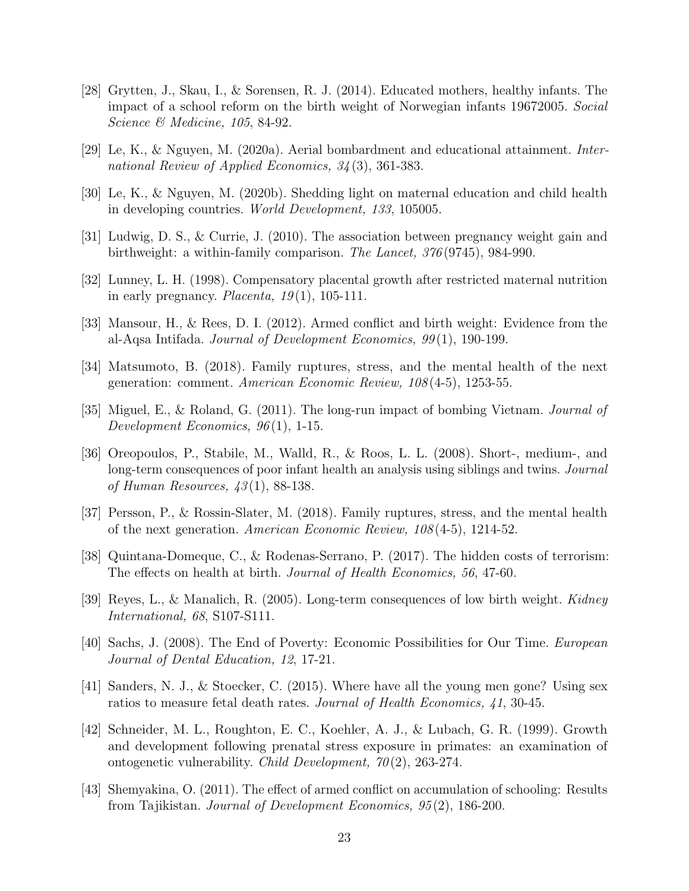[28] Grytten, J., Skau, I., & Sorensen, R. J. (2014). Educated mothers, healthy infants. The impact of a school reform on the birth weight of Norwegian infants 19672005. *Social Science & Medicine, 105*, 84-92.

[29] Le, K., & Nguyen, M. (2020a). Aerial bombardment and educational attainment. *International Review of Applied Economics, 34*(3), 361-383.

[30] Le, K., & Nguyen, M. (2020b). Shedding light on maternal education and child health in developing countries. *World Development, 133*, 105005.

[31] Ludwig, D. S., & Currie, J. (2010). The association between pregnancy weight gain and birthweight: a within-family comparison. *The Lancet, 376*(9745), 984-990.

[32] Lunney, L. H. (1998). Compensatory placental growth after restricted maternal nutrition in early pregnancy. *Placenta, 19*(1), 105-111.

[33] Mansour, H., & Rees, D. I. (2012). Armed conflict and birth weight: Evidence from the al-Aqsa Intifada. *Journal of Development Economics, 99*(1), 190-199.

[34] Matsumoto, B. (2018). Family ruptures, stress, and the mental health of the next generation: comment. *American Economic Review, 108*(4-5), 1253-55.

[35] Miguel, E., & Roland, G. (2011). The long-run impact of bombing Vietnam. *Journal of Development Economics, 96*(1), 1-15.

[36] Oreopoulos, P., Stabile, M., Walld, R., & Roos, L. L. (2008). Short-, medium-, and long-term consequences of poor infant health an analysis using siblings and twins. *Journal of Human Resources, 43*(1), 88-138.

[37] Persson, P., & Rossin-Slater, M. (2018). Family ruptures, stress, and the mental health of the next generation. *American Economic Review, 108*(4-5), 1214-52.

[38] Quintana-Domeque, C., & Rodenas-Serrano, P. (2017). The hidden costs of terrorism: The effects on health at birth. *Journal of Health Economics, 56*, 47-60.

[39] Reyes, L., & Manalich, R. (2005). Long-term consequences of low birth weight. *Kidney International, 68*, S107-S111.

[40] Sachs, J. (2008). The End of Poverty: Economic Possibilities for Our Time. *European Journal of Dental Education, 12*, 17-21.

[41] Sanders, N. J., & Stoecker, C. (2015). Where have all the young men gone? Using sex ratios to measure fetal death rates. *Journal of Health Economics, 41*, 30-45.

[42] Schneider, M. L., Roughton, E. C., Koehler, A. J., & Lubach, G. R. (1999). Growth and development following prenatal stress exposure in primates: an examination of ontogenetic vulnerability. *Child Development, 70*(2), 263-274.

[43] Shemyakina, O. (2011). The effect of armed conflict on accumulation of schooling: Results from Tajikistan. *Journal of Development Economics, 95*(2), 186-200.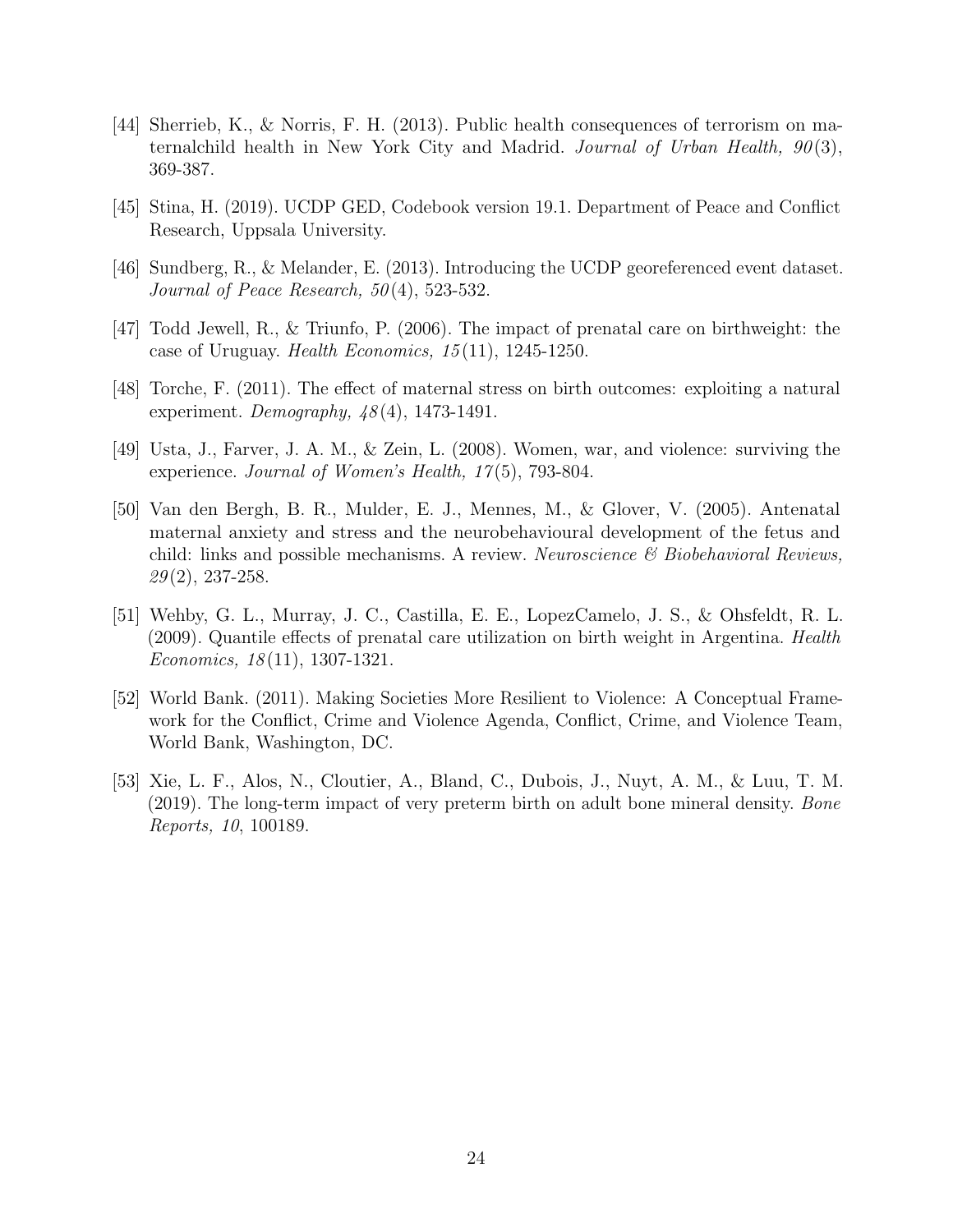[44] Sherrieb, K., & Norris, F. H. (2013). Public health consequences of terrorism on maternalchild health in New York City and Madrid. *Journal of Urban Health, 90*(3), 369-387.

[45] Stina, H. (2019). UCDP GED, Codebook version 19.1. Department of Peace and Conflict Research, Uppsala University.

[46] Sundberg, R., & Melander, E. (2013). Introducing the UCDP georeferenced event dataset. *Journal of Peace Research, 50*(4), 523-532.

[47] Todd Jewell, R., & Triunfo, P. (2006). The impact of prenatal care on birthweight: the case of Uruguay. *Health Economics, 15*(11), 1245-1250.

[48] Torche, F. (2011). The effect of maternal stress on birth outcomes: exploiting a natural experiment. *Demography, 48*(4), 1473-1491.

[49] Usta, J., Farver, J. A. M., & Zein, L. (2008). Women, war, and violence: surviving the experience. *Journal of Women's Health, 17*(5), 793-804.

[50] Van den Bergh, B. R., Mulder, E. J., Mennes, M., & Glover, V. (2005). Antenatal maternal anxiety and stress and the neurobehavioural development of the fetus and child: links and possible mechanisms. A review. *Neuroscience & Biobehavioral Reviews, 29*(2), 237-258.

[51] Wehby, G. L., Murray, J. C., Castilla, E. E., LopezCamelo, J. S., & Ohsfeldt, R. L. (2009). Quantile effects of prenatal care utilization on birth weight in Argentina. *Health Economics, 18*(11), 1307-1321.

[52] World Bank. (2011). Making Societies More Resilient to Violence: A Conceptual Framework for the Conflict, Crime and Violence Agenda, Conflict, Crime, and Violence Team, World Bank, Washington, DC.

[53] Xie, L. F., Alos, N., Cloutier, A., Bland, C., Dubois, J., Nuyt, A. M., & Luu, T. M. (2019). The long-term impact of very preterm birth on adult bone mineral density. *Bone Reports, 10*, 100189.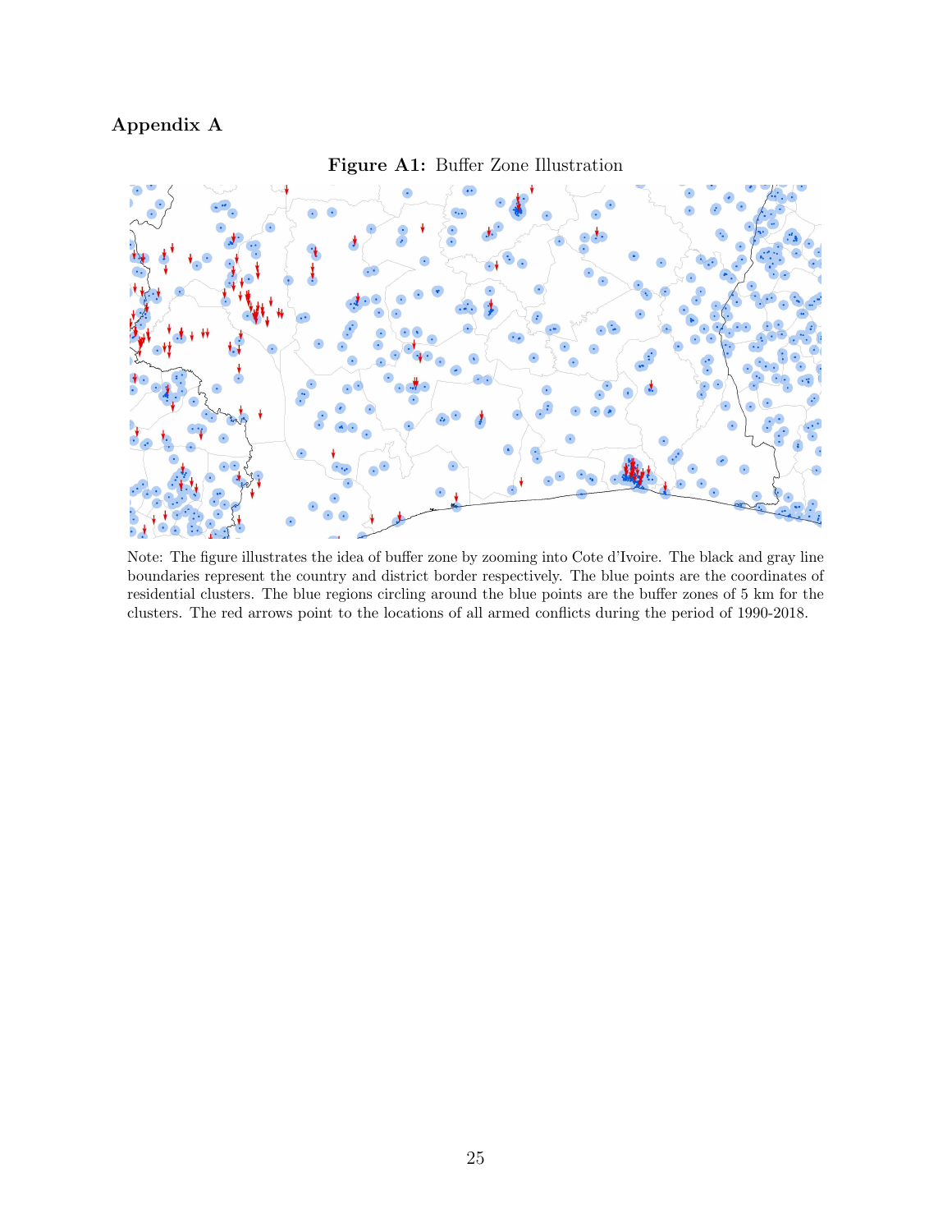## Appendix A

**Figure A1:** Buffer Zone Illustration

Note: The figure illustrates the idea of buffer zone by zooming into Cote d'Ivoire. The black and gray line boundaries represent the country and district border respectively. The blue points are the coordinates of residential clusters. The blue regions circling around the blue points are the buffer zones of 5 km for the clusters. The red arrows point to the locations of all armed conflicts during the period of 1990-2018.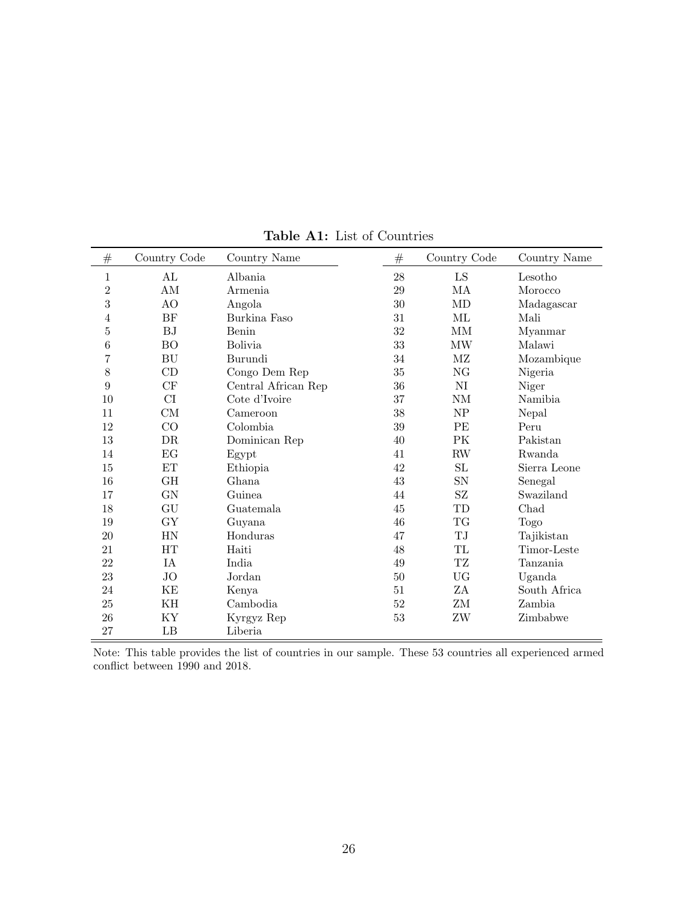**Table A1:** List of Countries

| # | Country Code | Country Name | # | Country Code | Country Name |
|---|---|---|---|---|---|
| 1 | AL | Albania | 28 | LS | Lesotho |
| 2 | AM | Armenia | 29 | MA | Morocco |
| 3 | AO | Angola | 30 | MD | Madagascar |
| 4 | BF | Burkina Faso | 31 | ML | Mali |
| 5 | BJ | Benin | 32 | MM | Myanmar |
| 6 | BO | Bolivia | 33 | MW | Malawi |
| 7 | BU | Burundi | 34 | MZ | Mozambique |
| 8 | CD | Congo Dem Rep | 35 | NG | Nigeria |
| 9 | CF | Central African Rep | 36 | NI | Niger |
| 10 | CI | Cote d'Ivoire | 37 | NM | Namibia |
| 11 | CM | Cameroon | 38 | NP | Nepal |
| 12 | CO | Colombia | 39 | PE | Peru |
| 13 | DR | Dominican Rep | 40 | PK | Pakistan |
| 14 | EG | Egypt | 41 | RW | Rwanda |
| 15 | ET | Ethiopia | 42 | SL | Sierra Leone |
| 16 | GH | Ghana | 43 | SN | Senegal |
| 17 | GN | Guinea | 44 | SZ | Swaziland |
| 18 | GU | Guatemala | 45 | TD | Chad |
| 19 | GY | Guyana | 46 | TG | Togo |
| 20 | HN | Honduras | 47 | TJ | Tajikistan |
| 21 | HT | Haiti | 48 | TL | Timor-Leste |
| 22 | IA | India | 49 | TZ | Tanzania |
| 23 | JO | Jordan | 50 | UG | Uganda |
| 24 | KE | Kenya | 51 | ZA | South Africa |
| 25 | KH | Cambodia | 52 | ZM | Zambia |
| 26 | KY | Kyrgyz Rep | 53 | ZW | Zimbabwe |
| 27 | LB | Liberia | | | |

Note: This table provides the list of countries in our sample. These 53 countries all experienced armed conflict between 1990 and 2018.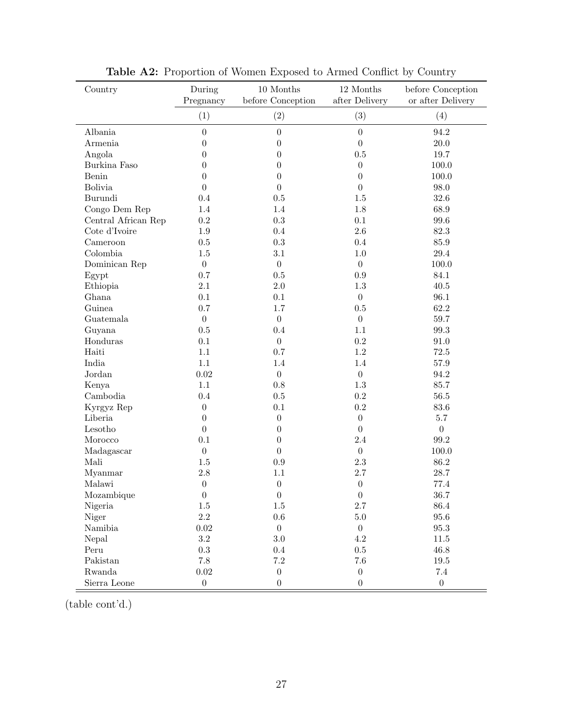**Table A2:** Proportion of Women Exposed to Armed Conflict by Country

| Country | During Pregnancy | 10 Months before Conception | 12 Months after Delivery | before Conception or after Delivery |
|---|---|---|---|---|
| | (1) | (2) | (3) | (4) |
| Albania | 0 | 0 | 0 | 94.2 |
| Armenia | 0 | 0 | 0 | 20.0 |
| Angola | 0 | 0 | 0.5 | 19.7 |
| Burkina Faso | 0 | 0 | 0 | 100.0 |
| Benin | 0 | 0 | 0 | 100.0 |
| Bolivia | 0 | 0 | 0 | 98.0 |
| Burundi | 0.4 | 0.5 | 1.5 | 32.6 |
| Congo Dem Rep | 1.4 | 1.4 | 1.8 | 68.9 |
| Central African Rep | 0.2 | 0.3 | 0.1 | 99.6 |
| Cote d'Ivoire | 1.9 | 0.4 | 2.6 | 82.3 |
| Cameroon | 0.5 | 0.3 | 0.4 | 85.9 |
| Colombia | 1.5 | 3.1 | 1.0 | 29.4 |
| Dominican Rep | 0 | 0 | 0 | 100.0 |
| Egypt | 0.7 | 0.5 | 0.9 | 84.1 |
| Ethiopia | 2.1 | 2.0 | 1.3 | 40.5 |
| Ghana | 0.1 | 0.1 | 0 | 96.1 |
| Guinea | 0.7 | 1.7 | 0.5 | 62.2 |
| Guatemala | 0 | 0 | 0 | 59.7 |
| Guyana | 0.5 | 0.4 | 1.1 | 99.3 |
| Honduras | 0.1 | 0 | 0.2 | 91.0 |
| Haiti | 1.1 | 0.7 | 1.2 | 72.5 |
| India | 1.1 | 1.4 | 1.4 | 57.9 |
| Jordan | 0.02 | 0 | 0 | 94.2 |
| Kenya | 1.1 | 0.8 | 1.3 | 85.7 |
| Cambodia | 0.4 | 0.5 | 0.2 | 56.5 |
| Kyrgyz Rep | 0 | 0.1 | 0.2 | 83.6 |
| Liberia | 0 | 0 | 0 | 5.7 |
| Lesotho | 0 | 0 | 0 | 0 |
| Morocco | 0.1 | 0 | 2.4 | 99.2 |
| Madagascar | 0 | 0 | 0 | 100.0 |
| Mali | 1.5 | 0.9 | 2.3 | 86.2 |
| Myanmar | 2.8 | 1.1 | 2.7 | 28.7 |
| Malawi | 0 | 0 | 0 | 77.4 |
| Mozambique | 0 | 0 | 0 | 36.7 |
| Nigeria | 1.5 | 1.5 | 2.7 | 86.4 |
| Niger | 2.2 | 0.6 | 5.0 | 95.6 |
| Namibia | 0.02 | 0 | 0 | 95.3 |
| Nepal | 3.2 | 3.0 | 4.2 | 11.5 |
| Peru | 0.3 | 0.4 | 0.5 | 46.8 |
| Pakistan | 7.8 | 7.2 | 7.6 | 19.5 |
| Rwanda | 0.02 | 0 | 0 | 7.4 |
| Sierra Leone | 0 | 0 | 0 | 0 |

(table cont'd.)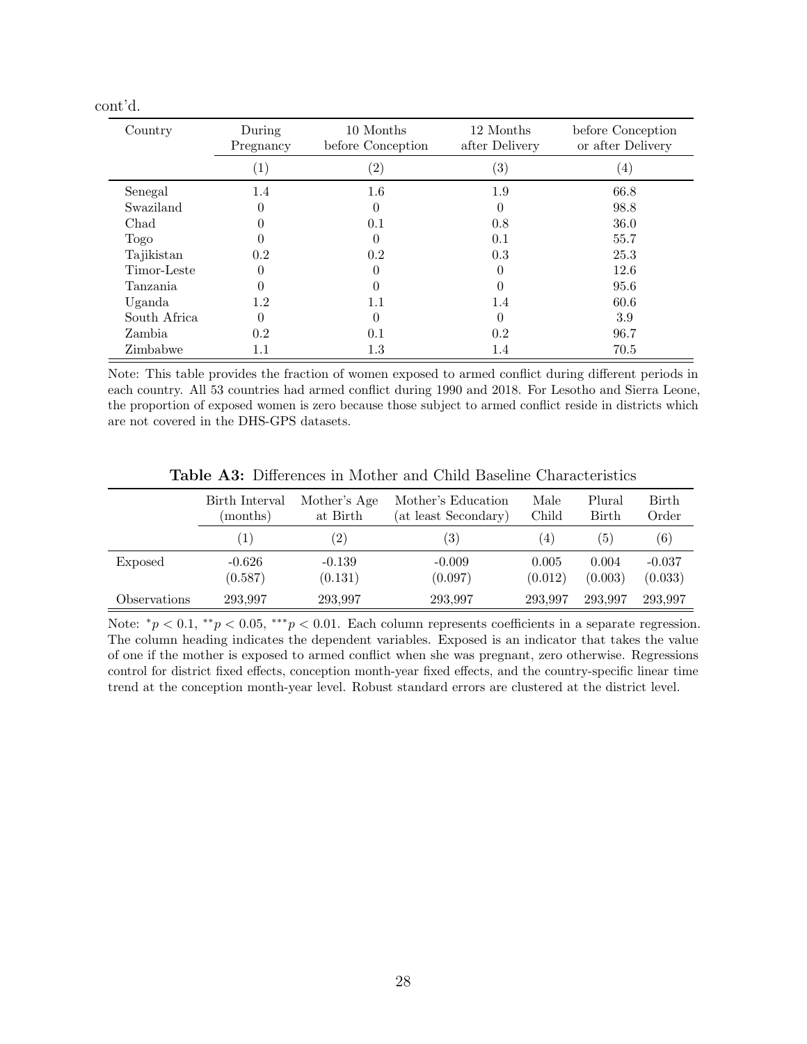cont'd.

| Country | During Pregnancy | 10 Months before Conception | 12 Months after Delivery | before Conception or after Delivery |
|---|---|---|---|---|
| | (1) | (2) | (3) | (4) |
| Senegal | 1.4 | 1.6 | 1.9 | 66.8 |
| Swaziland | 0 | 0 | 0 | 98.8 |
| Chad | 0 | 0.1 | 0.8 | 36.0 |
| Togo | 0 | 0 | 0.1 | 55.7 |
| Tajikistan | 0.2 | 0.2 | 0.3 | 25.3 |
| Timor-Leste | 0 | 0 | 0 | 12.6 |
| Tanzania | 0 | 0 | 0 | 95.6 |
| Uganda | 1.2 | 1.1 | 1.4 | 60.6 |
| South Africa | 0 | 0 | 0 | 3.9 |
| Zambia | 0.2 | 0.1 | 0.2 | 96.7 |
| Zimbabwe | 1.1 | 1.3 | 1.4 | 70.5 |

Note: This table provides the fraction of women exposed to armed conflict during different periods in each country. All 53 countries had armed conflict during 1990 and 2018. For Lesotho and Sierra Leone, the proportion of exposed women is zero because those subject to armed conflict reside in districts which are not covered in the DHS-GPS datasets.

**Table A3:** Differences in Mother and Child Baseline Characteristics

| | Birth Interval (months) | Mother's Age at Birth | Mother's Education (at least Secondary) | Male Child | Plural Birth | Birth Order |
|---|---|---|---|---|---|---|
| | (1) | (2) | (3) | (4) | (5) | (6) |
| Exposed | -0.626 | -0.139 | -0.009 | 0.005 | 0.004 | -0.037 |
| | (0.587) | (0.131) | (0.097) | (0.012) | (0.003) | (0.033) |
| Observations | 293,997 | 293,997 | 293,997 | 293,997 | 293,997 | 293,997 |

Note: $^{*}p < 0.1$, $^{**}p < 0.05$, $^{***}p < 0.01$. Each column represents coefficients in a separate regression. The column heading indicates the dependent variables. Exposed is an indicator that takes the value of one if the mother is exposed to armed conflict when she was pregnant, zero otherwise. Regressions control for district fixed effects, conception month-year fixed effects, and the country-specific linear time trend at the conception month-year level. Robust standard errors are clustered at the district level.